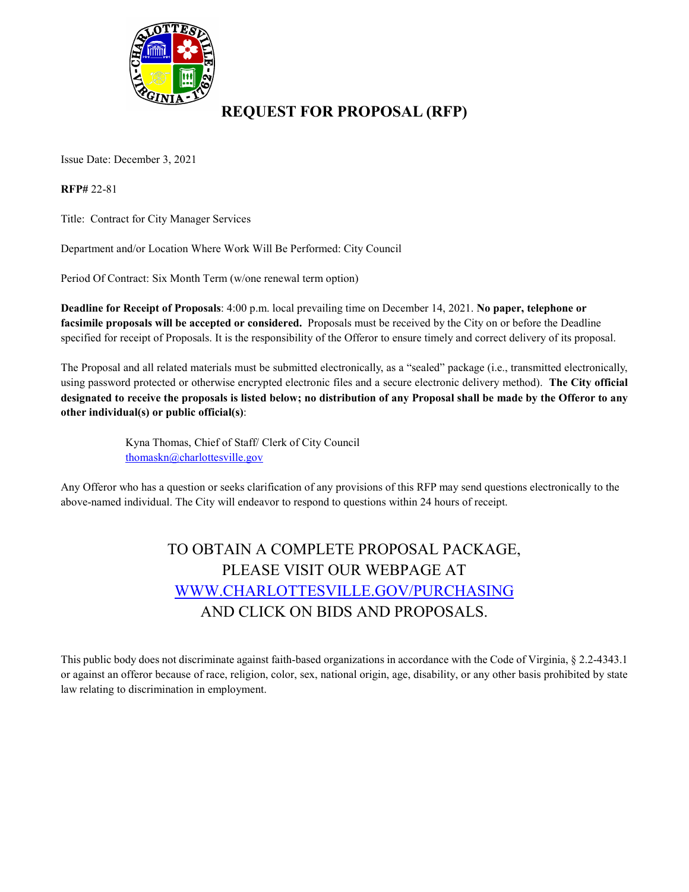# REQUEST FOR PROPOSAL (RFP)

Issue Date: December 3, 2021

**RFP#** 22-81

Title: Contract for City Manager Services

Department and/or Location Where Work Will Be Performed: City Council

Period Of Contract: Six Month Term (w/one renewal term option)

**Deadline for Receipt of Proposals**: 4:00 p.m. local prevailing time on December 14, 2021. **No paper, telephone or facsimile proposals will be accepted or considered.** Proposals must be received by the City on or before the Deadline specified for receipt of Proposals. It is the responsibility of the Offeror to ensure timely and correct delivery of its proposal.

The Proposal and all related materials must be submitted electronically, as a "sealed" package (i.e., transmitted electronically, using password protected or otherwise encrypted electronic files and a secure electronic delivery method). **The City official designated to receive the proposals is listed below; no distribution of any Proposal shall be made by the Offeror to any other individual(s) or public official(s)**:

> Kyna Thomas, Chief of Staff/ Clerk of City Council
> thomaskn@charlottesville.gov

Any Offeror who has a question or seeks clarification of any provisions of this RFP may send questions electronically to the above-named individual. The City will endeavor to respond to questions within 24 hours of receipt.

TO OBTAIN A COMPLETE PROPOSAL PACKAGE,
PLEASE VISIT OUR WEBPAGE AT
WWW.CHARLOTTESVILLE.GOV/PURCHASING
AND CLICK ON BIDS AND PROPOSALS.

This public body does not discriminate against faith-based organizations in accordance with the Code of Virginia, § 2.2-4343.1 or against an offeror because of race, religion, color, sex, national origin, age, disability, or any other basis prohibited by state law relating to discrimination in employment.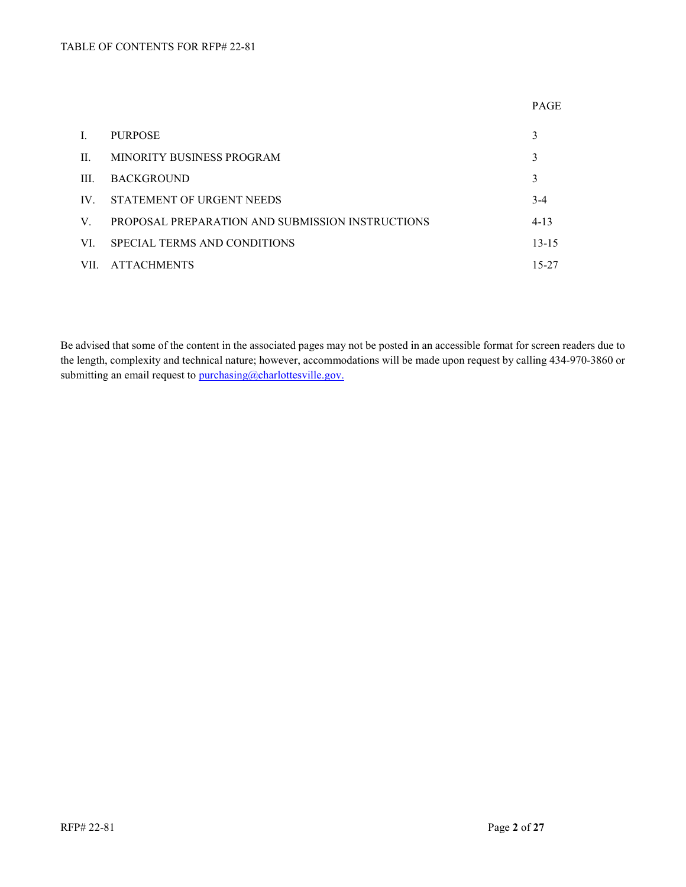# TABLE OF CONTENTS FOR RFP# 22-81

| | | PAGE |
|---|---|---|
| I. | PURPOSE | 3 |
| II. | MINORITY BUSINESS PROGRAM | 3 |
| III. | BACKGROUND | 3 |
| IV. | STATEMENT OF URGENT NEEDS | 3-4 |
| V. | PROPOSAL PREPARATION AND SUBMISSION INSTRUCTIONS | 4-13 |
| VI. | SPECIAL TERMS AND CONDITIONS | 13-15 |
| VII. | ATTACHMENTS | 15-27 |

Be advised that some of the content in the associated pages may not be posted in an accessible format for screen readers due to the length, complexity and technical nature; however, accommodations will be made upon request by calling 434-970-3860 or submitting an email request to purchasing@charlottesville.gov.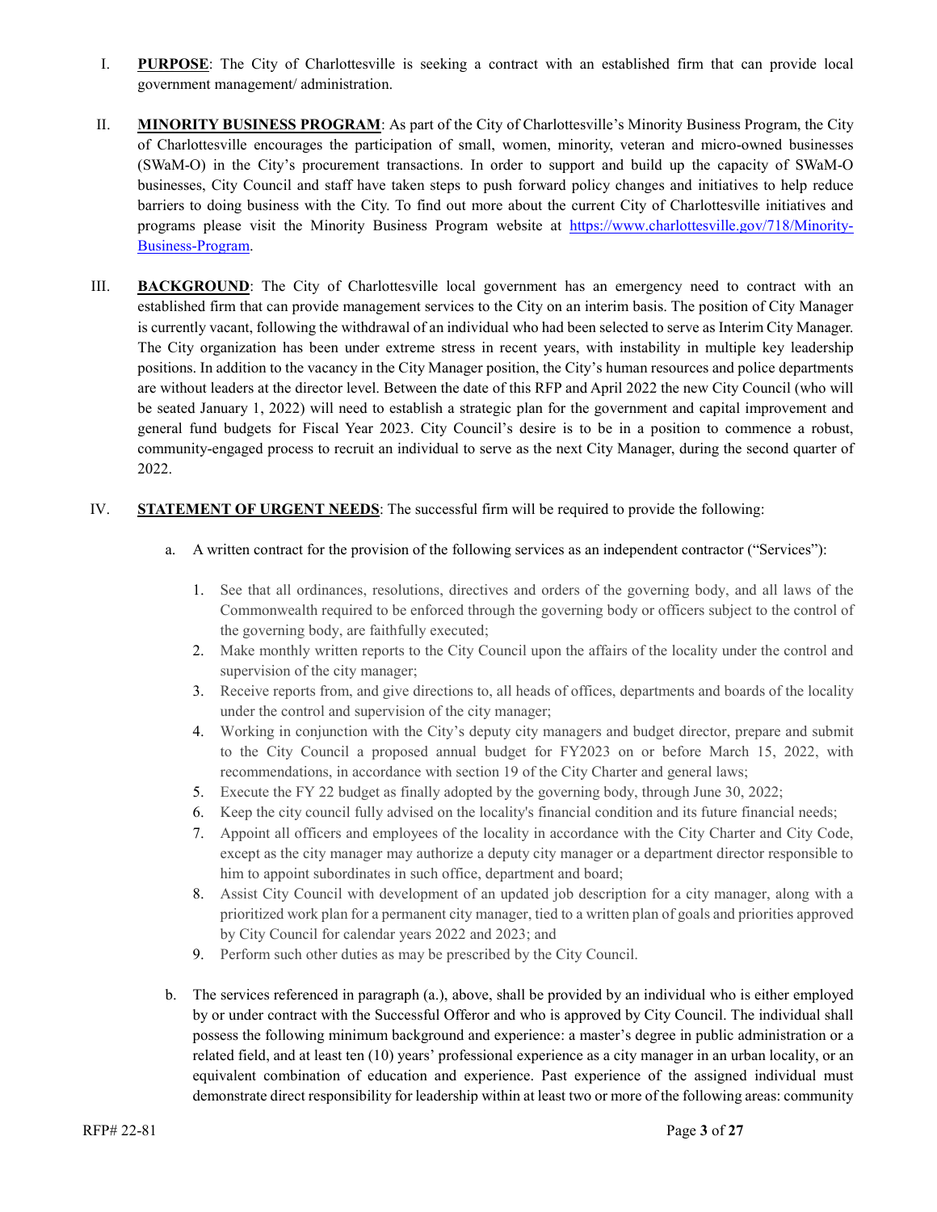I. **PURPOSE**: The City of Charlottesville is seeking a contract with an established firm that can provide local government management/ administration.

II. **MINORITY BUSINESS PROGRAM**: As part of the City of Charlottesville's Minority Business Program, the City of Charlottesville encourages the participation of small, women, minority, veteran and micro-owned businesses (SWaM-O) in the City's procurement transactions. In order to support and build up the capacity of SWaM-O businesses, City Council and staff have taken steps to push forward policy changes and initiatives to help reduce barriers to doing business with the City. To find out more about the current City of Charlottesville initiatives and programs please visit the Minority Business Program website at [https://www.charlottesville.gov/718/Minority-Business-Program](https://www.charlottesville.gov/718/Minority-Business-Program).

III. **BACKGROUND**: The City of Charlottesville local government has an emergency need to contract with an established firm that can provide management services to the City on an interim basis. The position of City Manager is currently vacant, following the withdrawal of an individual who had been selected to serve as Interim City Manager. The City organization has been under extreme stress in recent years, with instability in multiple key leadership positions. In addition to the vacancy in the City Manager position, the City's human resources and police departments are without leaders at the director level. Between the date of this RFP and April 2022 the new City Council (who will be seated January 1, 2022) will need to establish a strategic plan for the government and capital improvement and general fund budgets for Fiscal Year 2023. City Council's desire is to be in a position to commence a robust, community-engaged process to recruit an individual to serve as the next City Manager, during the second quarter of 2022.

IV. **STATEMENT OF URGENT NEEDS**: The successful firm will be required to provide the following:

a. A written contract for the provision of the following services as an independent contractor ("Services"):

1. See that all ordinances, resolutions, directives and orders of the governing body, and all laws of the Commonwealth required to be enforced through the governing body or officers subject to the control of the governing body, are faithfully executed;
2. Make monthly written reports to the City Council upon the affairs of the locality under the control and supervision of the city manager;
3. Receive reports from, and give directions to, all heads of offices, departments and boards of the locality under the control and supervision of the city manager;
4. Working in conjunction with the City's deputy city managers and budget director, prepare and submit to the City Council a proposed annual budget for FY2023 on or before March 15, 2022, with recommendations, in accordance with section 19 of the City Charter and general laws;
5. Execute the FY 22 budget as finally adopted by the governing body, through June 30, 2022;
6. Keep the city council fully advised on the locality's financial condition and its future financial needs;
7. Appoint all officers and employees of the locality in accordance with the City Charter and City Code, except as the city manager may authorize a deputy city manager or a department director responsible to him to appoint subordinates in such office, department and board;
8. Assist City Council with development of an updated job description for a city manager, along with a prioritized work plan for a permanent city manager, tied to a written plan of goals and priorities approved by City Council for calendar years 2022 and 2023; and
9. Perform such other duties as may be prescribed by the City Council.

b. The services referenced in paragraph (a.), above, shall be provided by an individual who is either employed by or under contract with the Successful Offeror and who is approved by City Council. The individual shall possess the following minimum background and experience: a master's degree in public administration or a related field, and at least ten (10) years' professional experience as a city manager in an urban locality, or an equivalent combination of education and experience. Past experience of the assigned individual must demonstrate direct responsibility for leadership within at least two or more of the following areas: community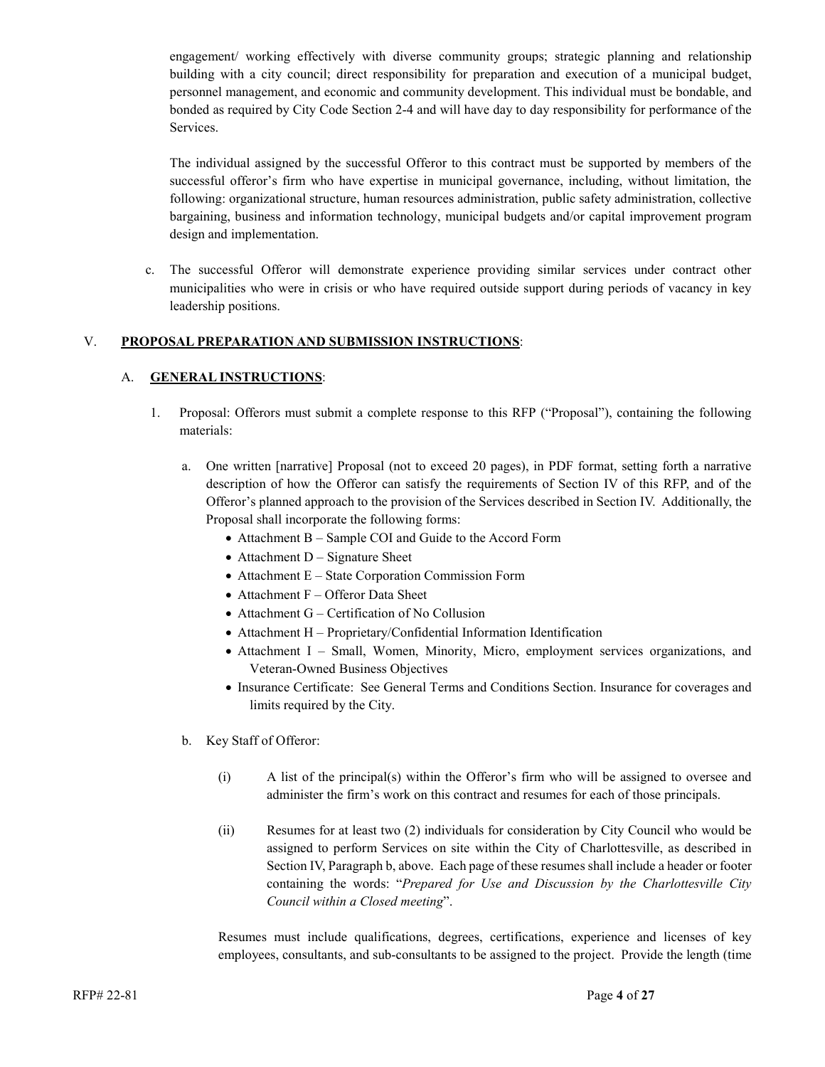engagement/ working effectively with diverse community groups; strategic planning and relationship building with a city council; direct responsibility for preparation and execution of a municipal budget, personnel management, and economic and community development. This individual must be bondable, and bonded as required by City Code Section 2-4 and will have day to day responsibility for performance of the Services.

The individual assigned by the successful Offeror to this contract must be supported by members of the successful offeror's firm who have expertise in municipal governance, including, without limitation, the following: organizational structure, human resources administration, public safety administration, collective bargaining, business and information technology, municipal budgets and/or capital improvement program design and implementation.

c. The successful Offeror will demonstrate experience providing similar services under contract other municipalities who were in crisis or who have required outside support during periods of vacancy in key leadership positions.

## V. **PROPOSAL PREPARATION AND SUBMISSION INSTRUCTIONS**:

### A. **GENERAL INSTRUCTIONS**:

1. Proposal: Offerors must submit a complete response to this RFP ("Proposal"), containing the following materials:

   a. One written [narrative] Proposal (not to exceed 20 pages), in PDF format, setting forth a narrative description of how the Offeror can satisfy the requirements of Section IV of this RFP, and of the Offeror's planned approach to the provision of the Services described in Section IV. Additionally, the Proposal shall incorporate the following forms:
      - Attachment B – Sample COI and Guide to the Accord Form
      - Attachment D – Signature Sheet
      - Attachment E – State Corporation Commission Form
      - Attachment F – Offeror Data Sheet
      - Attachment G – Certification of No Collusion
      - Attachment H – Proprietary/Confidential Information Identification
      - Attachment I – Small, Women, Minority, Micro, employment services organizations, and Veteran-Owned Business Objectives
      - Insurance Certificate: See General Terms and Conditions Section. Insurance for coverages and limits required by the City.

   b. Key Staff of Offeror:

      (i) A list of the principal(s) within the Offeror's firm who will be assigned to oversee and administer the firm's work on this contract and resumes for each of those principals.

      (ii) Resumes for at least two (2) individuals for consideration by City Council who would be assigned to perform Services on site within the City of Charlottesville, as described in Section IV, Paragraph b, above. Each page of these resumes shall include a header or footer containing the words: "*Prepared for Use and Discussion by the Charlottesville City Council within a Closed meeting*".

   Resumes must include qualifications, degrees, certifications, experience and licenses of key employees, consultants, and sub-consultants to be assigned to the project. Provide the length (time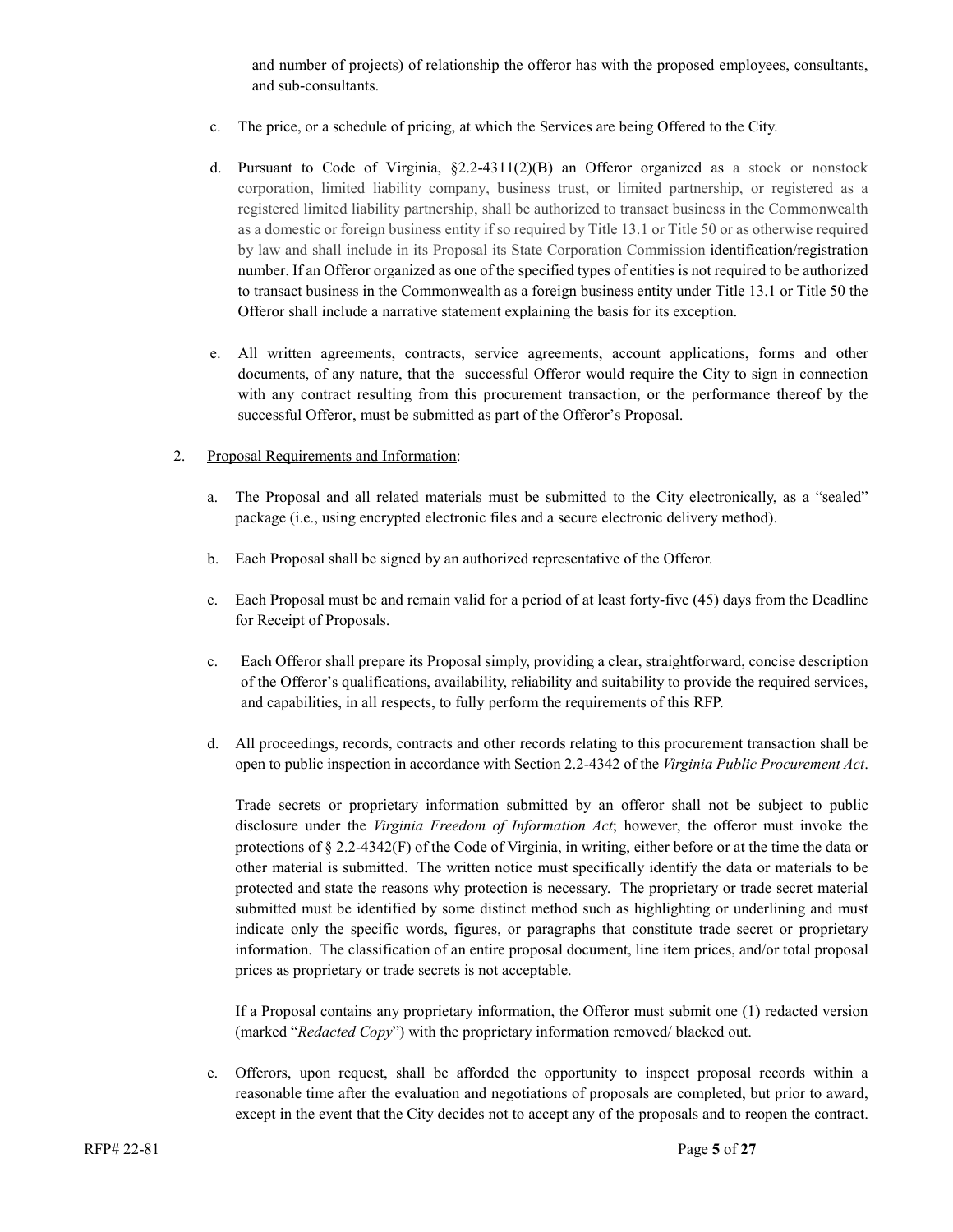and number of projects) of relationship the offeror has with the proposed employees, consultants, and sub-consultants.

c. The price, or a schedule of pricing, at which the Services are being Offered to the City.

d. Pursuant to Code of Virginia, §2.2-4311(2)(B) an Offeror organized as a stock or nonstock corporation, limited liability company, business trust, or limited partnership, or registered as a registered limited liability partnership, shall be authorized to transact business in the Commonwealth as a domestic or foreign business entity if so required by Title 13.1 or Title 50 or as otherwise required by law and shall include in its Proposal its State Corporation Commission identification/registration number. If an Offeror organized as one of the specified types of entities is not required to be authorized to transact business in the Commonwealth as a foreign business entity under Title 13.1 or Title 50 the Offeror shall include a narrative statement explaining the basis for its exception.

e. All written agreements, contracts, service agreements, account applications, forms and other documents, of any nature, that the successful Offeror would require the City to sign in connection with any contract resulting from this procurement transaction, or the performance thereof by the successful Offeror, must be submitted as part of the Offeror's Proposal.

2. <u>Proposal Requirements and Information</u>:

a. The Proposal and all related materials must be submitted to the City electronically, as a "sealed" package (i.e., using encrypted electronic files and a secure electronic delivery method).

b. Each Proposal shall be signed by an authorized representative of the Offeror.

c. Each Proposal must be and remain valid for a period of at least forty-five (45) days from the Deadline for Receipt of Proposals.

c. Each Offeror shall prepare its Proposal simply, providing a clear, straightforward, concise description of the Offeror's qualifications, availability, reliability and suitability to provide the required services, and capabilities, in all respects, to fully perform the requirements of this RFP.

d. All proceedings, records, contracts and other records relating to this procurement transaction shall be open to public inspection in accordance with Section 2.2-4342 of the *Virginia Public Procurement Act*.

Trade secrets or proprietary information submitted by an offeror shall not be subject to public disclosure under the *Virginia Freedom of Information Act*; however, the offeror must invoke the protections of § 2.2-4342(F) of the Code of Virginia, in writing, either before or at the time the data or other material is submitted. The written notice must specifically identify the data or materials to be protected and state the reasons why protection is necessary. The proprietary or trade secret material submitted must be identified by some distinct method such as highlighting or underlining and must indicate only the specific words, figures, or paragraphs that constitute trade secret or proprietary information. The classification of an entire proposal document, line item prices, and/or total proposal prices as proprietary or trade secrets is not acceptable.

If a Proposal contains any proprietary information, the Offeror must submit one (1) redacted version (marked "*Redacted Copy*") with the proprietary information removed/ blacked out.

e. Offerors, upon request, shall be afforded the opportunity to inspect proposal records within a reasonable time after the evaluation and negotiations of proposals are completed, but prior to award, except in the event that the City decides not to accept any of the proposals and to reopen the contract.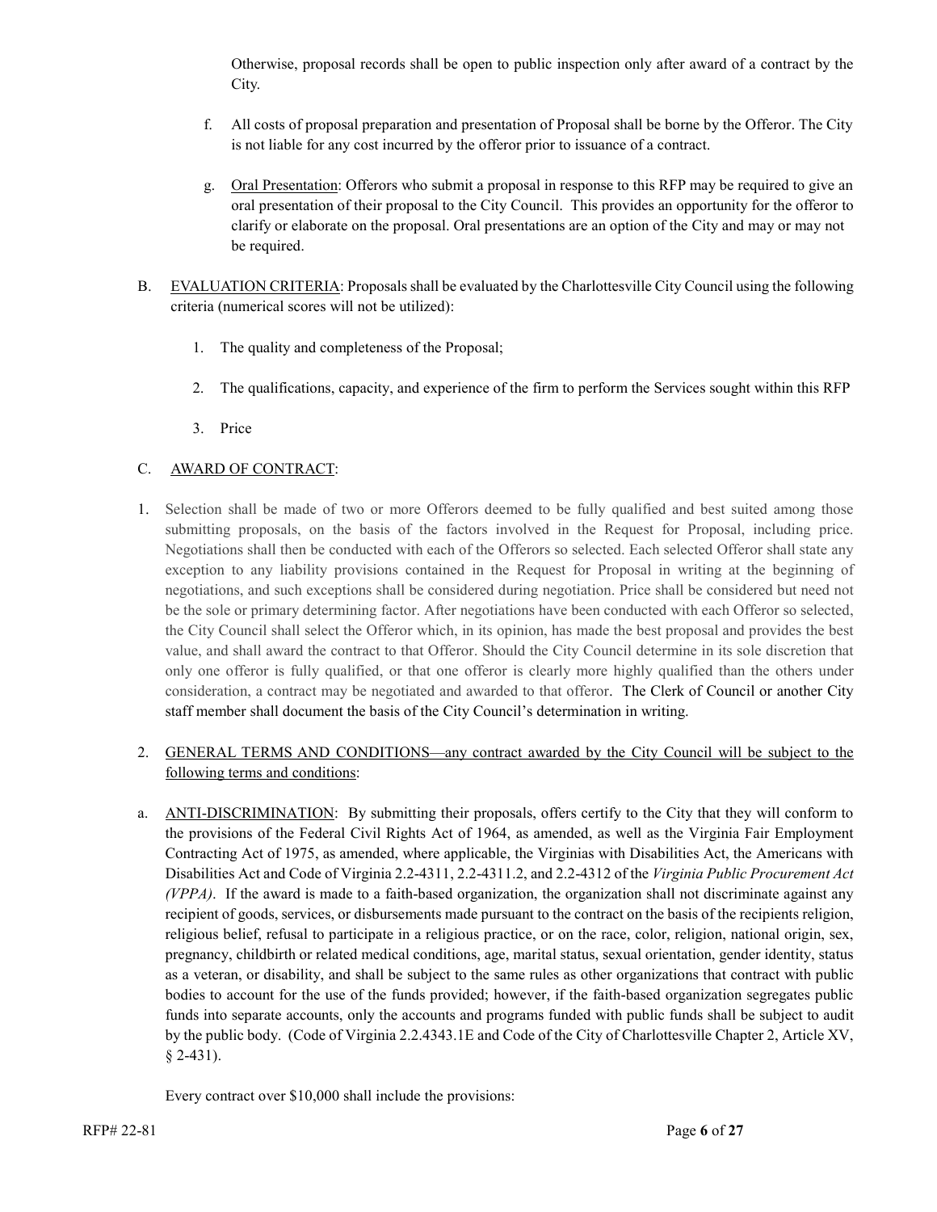Otherwise, proposal records shall be open to public inspection only after award of a contract by the City.

f. All costs of proposal preparation and presentation of Proposal shall be borne by the Offeror. The City is not liable for any cost incurred by the offeror prior to issuance of a contract.

g. Oral Presentation: Offerors who submit a proposal in response to this RFP may be required to give an oral presentation of their proposal to the City Council. This provides an opportunity for the offeror to clarify or elaborate on the proposal. Oral presentations are an option of the City and may or may not be required.

B. EVALUATION CRITERIA: Proposals shall be evaluated by the Charlottesville City Council using the following criteria (numerical scores will not be utilized):

1. The quality and completeness of the Proposal;

2. The qualifications, capacity, and experience of the firm to perform the Services sought within this RFP

3. Price

C. AWARD OF CONTRACT:

1. Selection shall be made of two or more Offerors deemed to be fully qualified and best suited among those submitting proposals, on the basis of the factors involved in the Request for Proposal, including price. Negotiations shall then be conducted with each of the Offerors so selected. Each selected Offeror shall state any exception to any liability provisions contained in the Request for Proposal in writing at the beginning of negotiations, and such exceptions shall be considered during negotiation. Price shall be considered but need not be the sole or primary determining factor. After negotiations have been conducted with each Offeror so selected, the City Council shall select the Offeror which, in its opinion, has made the best proposal and provides the best value, and shall award the contract to that Offeror. Should the City Council determine in its sole discretion that only one offeror is fully qualified, or that one offeror is clearly more highly qualified than the others under consideration, a contract may be negotiated and awarded to that offeror. The Clerk of Council or another City staff member shall document the basis of the City Council's determination in writing.

2. GENERAL TERMS AND CONDITIONS—any contract awarded by the City Council will be subject to the following terms and conditions:

a. ANTI-DISCRIMINATION: By submitting their proposals, offers certify to the City that they will conform to the provisions of the Federal Civil Rights Act of 1964, as amended, as well as the Virginia Fair Employment Contracting Act of 1975, as amended, where applicable, the Virginias with Disabilities Act, the Americans with Disabilities Act and Code of Virginia 2.2-4311, 2.2-4311.2, and 2.2-4312 of the *Virginia Public Procurement Act (VPPA)*. If the award is made to a faith-based organization, the organization shall not discriminate against any recipient of goods, services, or disbursements made pursuant to the contract on the basis of the recipients religion, religious belief, refusal to participate in a religious practice, or on the race, color, religion, national origin, sex, pregnancy, childbirth or related medical conditions, age, marital status, sexual orientation, gender identity, status as a veteran, or disability, and shall be subject to the same rules as other organizations that contract with public bodies to account for the use of the funds provided; however, if the faith-based organization segregates public funds into separate accounts, only the accounts and programs funded with public funds shall be subject to audit by the public body. (Code of Virginia 2.2.4343.1E and Code of the City of Charlottesville Chapter 2, Article XV, § 2-431).

Every contract over $10,000 shall include the provisions: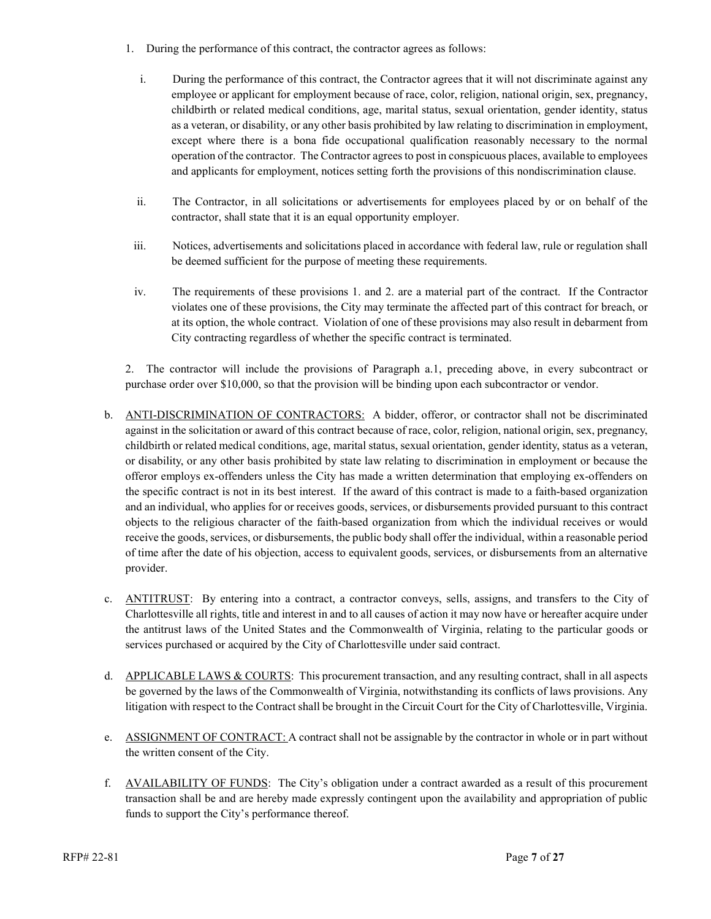1. During the performance of this contract, the contractor agrees as follows:

   i. During the performance of this contract, the Contractor agrees that it will not discriminate against any employee or applicant for employment because of race, color, religion, national origin, sex, pregnancy, childbirth or related medical conditions, age, marital status, sexual orientation, gender identity, status as a veteran, or disability, or any other basis prohibited by law relating to discrimination in employment, except where there is a bona fide occupational qualification reasonably necessary to the normal operation of the contractor. The Contractor agrees to post in conspicuous places, available to employees and applicants for employment, notices setting forth the provisions of this nondiscrimination clause.

   ii. The Contractor, in all solicitations or advertisements for employees placed by or on behalf of the contractor, shall state that it is an equal opportunity employer.

   iii. Notices, advertisements and solicitations placed in accordance with federal law, rule or regulation shall be deemed sufficient for the purpose of meeting these requirements.

   iv. The requirements of these provisions 1. and 2. are a material part of the contract. If the Contractor violates one of these provisions, the City may terminate the affected part of this contract for breach, or at its option, the whole contract. Violation of one of these provisions may also result in debarment from City contracting regardless of whether the specific contract is terminated.

2. The contractor will include the provisions of Paragraph a.1, preceding above, in every subcontract or purchase order over $10,000, so that the provision will be binding upon each subcontractor or vendor.

b. <u>ANTI-DISCRIMINATION OF CONTRACTORS:</u> A bidder, offeror, or contractor shall not be discriminated against in the solicitation or award of this contract because of race, color, religion, national origin, sex, pregnancy, childbirth or related medical conditions, age, marital status, sexual orientation, gender identity, status as a veteran, or disability, or any other basis prohibited by state law relating to discrimination in employment or because the offeror employs ex-offenders unless the City has made a written determination that employing ex-offenders on the specific contract is not in its best interest. If the award of this contract is made to a faith-based organization and an individual, who applies for or receives goods, services, or disbursements provided pursuant to this contract objects to the religious character of the faith-based organization from which the individual receives or would receive the goods, services, or disbursements, the public body shall offer the individual, within a reasonable period of time after the date of his objection, access to equivalent goods, services, or disbursements from an alternative provider.

c. <u>ANTITRUST</u>: By entering into a contract, a contractor conveys, sells, assigns, and transfers to the City of Charlottesville all rights, title and interest in and to all causes of action it may now have or hereafter acquire under the antitrust laws of the United States and the Commonwealth of Virginia, relating to the particular goods or services purchased or acquired by the City of Charlottesville under said contract.

d. <u>APPLICABLE LAWS & COURTS</u>: This procurement transaction, and any resulting contract, shall in all aspects be governed by the laws of the Commonwealth of Virginia, notwithstanding its conflicts of laws provisions. Any litigation with respect to the Contract shall be brought in the Circuit Court for the City of Charlottesville, Virginia.

e. <u>ASSIGNMENT OF CONTRACT:</u> A contract shall not be assignable by the contractor in whole or in part without the written consent of the City.

f. <u>AVAILABILITY OF FUNDS</u>: The City's obligation under a contract awarded as a result of this procurement transaction shall be and are hereby made expressly contingent upon the availability and appropriation of public funds to support the City's performance thereof.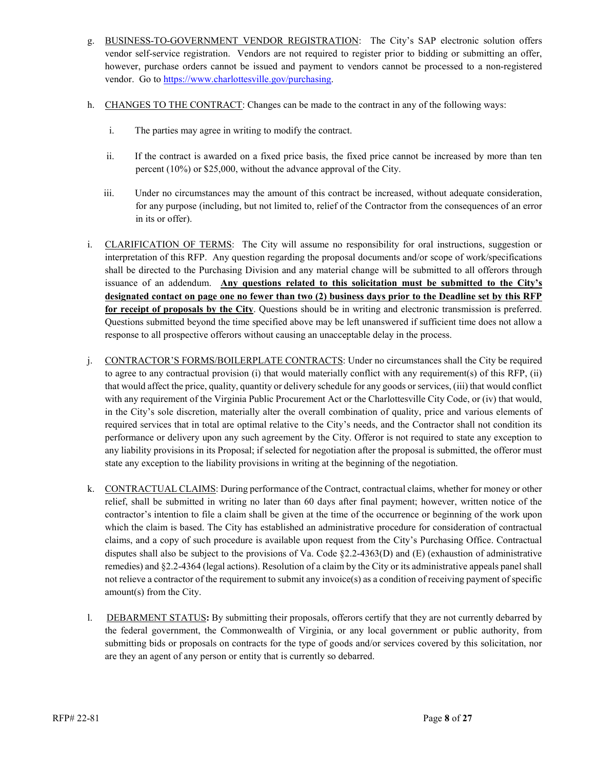g. <u>BUSINESS-TO-GOVERNMENT VENDOR REGISTRATION</u>: The City's SAP electronic solution offers vendor self-service registration. Vendors are not required to register prior to bidding or submitting an offer, however, purchase orders cannot be issued and payment to vendors cannot be processed to a non-registered vendor. Go to https://www.charlottesville.gov/purchasing.

h. <u>CHANGES TO THE CONTRACT</u>: Changes can be made to the contract in any of the following ways:

   i. The parties may agree in writing to modify the contract.

   ii. If the contract is awarded on a fixed price basis, the fixed price cannot be increased by more than ten percent (10%) or $25,000, without the advance approval of the City.

   iii. Under no circumstances may the amount of this contract be increased, without adequate consideration, for any purpose (including, but not limited to, relief of the Contractor from the consequences of an error in its or offer).

i. <u>CLARIFICATION OF TERMS</u>: The City will assume no responsibility for oral instructions, suggestion or interpretation of this RFP. Any question regarding the proposal documents and/or scope of work/specifications shall be directed to the Purchasing Division and any material change will be submitted to all offerors through issuance of an addendum. **<u>Any questions related to this solicitation must be submitted to the City's designated contact on page one no fewer than two (2) business days prior to the Deadline set by this RFP for receipt of proposals by the City</u>**. Questions should be in writing and electronic transmission is preferred. Questions submitted beyond the time specified above may be left unanswered if sufficient time does not allow a response to all prospective offerors without causing an unacceptable delay in the process.

j. <u>CONTRACTOR'S FORMS/BOILERPLATE CONTRACTS</u>: Under no circumstances shall the City be required to agree to any contractual provision (i) that would materially conflict with any requirement(s) of this RFP, (ii) that would affect the price, quality, quantity or delivery schedule for any goods or services, (iii) that would conflict with any requirement of the Virginia Public Procurement Act or the Charlottesville City Code, or (iv) that would, in the City's sole discretion, materially alter the overall combination of quality, price and various elements of required services that in total are optimal relative to the City's needs, and the Contractor shall not condition its performance or delivery upon any such agreement by the City. Offeror is not required to state any exception to any liability provisions in its Proposal; if selected for negotiation after the proposal is submitted, the offeror must state any exception to the liability provisions in writing at the beginning of the negotiation.

k. <u>CONTRACTUAL CLAIMS</u>: During performance of the Contract, contractual claims, whether for money or other relief, shall be submitted in writing no later than 60 days after final payment; however, written notice of the contractor's intention to file a claim shall be given at the time of the occurrence or beginning of the work upon which the claim is based. The City has established an administrative procedure for consideration of contractual claims, and a copy of such procedure is available upon request from the City's Purchasing Office. Contractual disputes shall also be subject to the provisions of Va. Code §2.2-4363(D) and (E) (exhaustion of administrative remedies) and §2.2-4364 (legal actions). Resolution of a claim by the City or its administrative appeals panel shall not relieve a contractor of the requirement to submit any invoice(s) as a condition of receiving payment of specific amount(s) from the City.

l. <u>DEBARMENT STATUS</u>**:** By submitting their proposals, offerors certify that they are not currently debarred by the federal government, the Commonwealth of Virginia, or any local government or public authority, from submitting bids or proposals on contracts for the type of goods and/or services covered by this solicitation, nor are they an agent of any person or entity that is currently so debarred.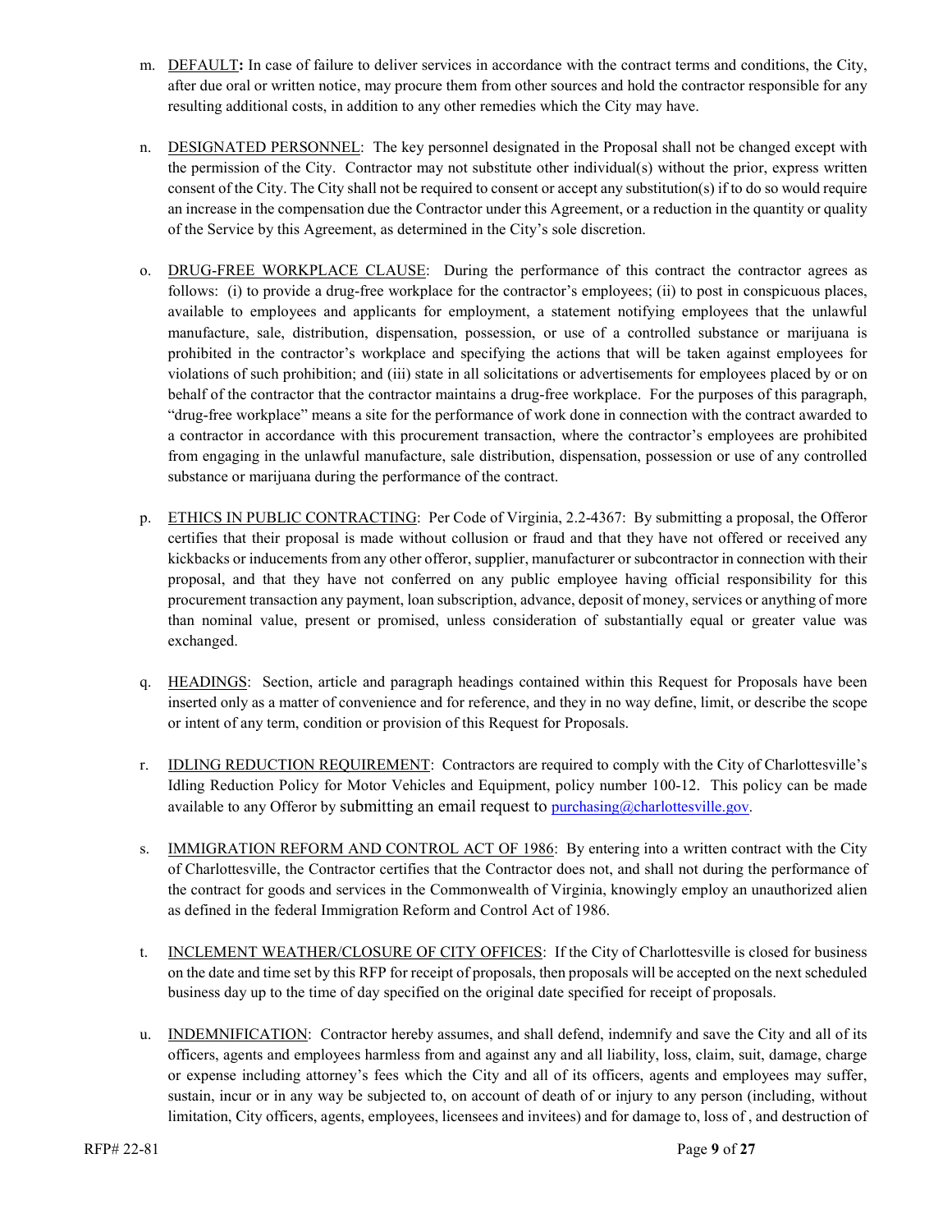m. DEFAULT**:** In case of failure to deliver services in accordance with the contract terms and conditions, the City, after due oral or written notice, may procure them from other sources and hold the contractor responsible for any resulting additional costs, in addition to any other remedies which the City may have.

n. DESIGNATED PERSONNEL: The key personnel designated in the Proposal shall not be changed except with the permission of the City. Contractor may not substitute other individual(s) without the prior, express written consent of the City. The City shall not be required to consent or accept any substitution(s) if to do so would require an increase in the compensation due the Contractor under this Agreement, or a reduction in the quantity or quality of the Service by this Agreement, as determined in the City's sole discretion.

o. DRUG-FREE WORKPLACE CLAUSE: During the performance of this contract the contractor agrees as follows: (i) to provide a drug-free workplace for the contractor's employees; (ii) to post in conspicuous places, available to employees and applicants for employment, a statement notifying employees that the unlawful manufacture, sale, distribution, dispensation, possession, or use of a controlled substance or marijuana is prohibited in the contractor's workplace and specifying the actions that will be taken against employees for violations of such prohibition; and (iii) state in all solicitations or advertisements for employees placed by or on behalf of the contractor that the contractor maintains a drug-free workplace. For the purposes of this paragraph, "drug-free workplace" means a site for the performance of work done in connection with the contract awarded to a contractor in accordance with this procurement transaction, where the contractor's employees are prohibited from engaging in the unlawful manufacture, sale distribution, dispensation, possession or use of any controlled substance or marijuana during the performance of the contract.

p. ETHICS IN PUBLIC CONTRACTING: Per Code of Virginia, 2.2-4367: By submitting a proposal, the Offeror certifies that their proposal is made without collusion or fraud and that they have not offered or received any kickbacks or inducements from any other offeror, supplier, manufacturer or subcontractor in connection with their proposal, and that they have not conferred on any public employee having official responsibility for this procurement transaction any payment, loan subscription, advance, deposit of money, services or anything of more than nominal value, present or promised, unless consideration of substantially equal or greater value was exchanged.

q. HEADINGS: Section, article and paragraph headings contained within this Request for Proposals have been inserted only as a matter of convenience and for reference, and they in no way define, limit, or describe the scope or intent of any term, condition or provision of this Request for Proposals.

r. IDLING REDUCTION REQUIREMENT: Contractors are required to comply with the City of Charlottesville's Idling Reduction Policy for Motor Vehicles and Equipment, policy number 100-12. This policy can be made available to any Offeror by submitting an email request to purchasing@charlottesville.gov.

s. IMMIGRATION REFORM AND CONTROL ACT OF 1986: By entering into a written contract with the City of Charlottesville, the Contractor certifies that the Contractor does not, and shall not during the performance of the contract for goods and services in the Commonwealth of Virginia, knowingly employ an unauthorized alien as defined in the federal Immigration Reform and Control Act of 1986.

t. INCLEMENT WEATHER/CLOSURE OF CITY OFFICES: If the City of Charlottesville is closed for business on the date and time set by this RFP for receipt of proposals, then proposals will be accepted on the next scheduled business day up to the time of day specified on the original date specified for receipt of proposals.

u. INDEMNIFICATION: Contractor hereby assumes, and shall defend, indemnify and save the City and all of its officers, agents and employees harmless from and against any and all liability, loss, claim, suit, damage, charge or expense including attorney's fees which the City and all of its officers, agents and employees may suffer, sustain, incur or in any way be subjected to, on account of death of or injury to any person (including, without limitation, City officers, agents, employees, licensees and invitees) and for damage to, loss of , and destruction of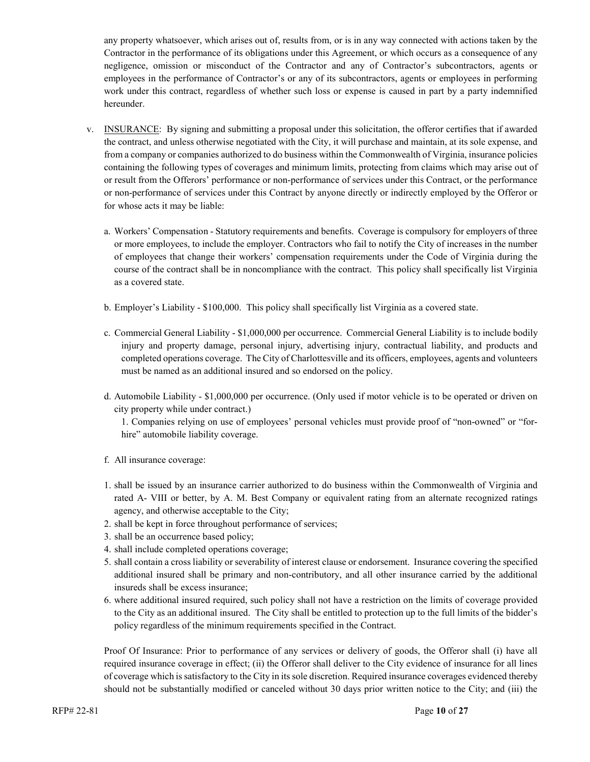any property whatsoever, which arises out of, results from, or is in any way connected with actions taken by the Contractor in the performance of its obligations under this Agreement, or which occurs as a consequence of any negligence, omission or misconduct of the Contractor and any of Contractor's subcontractors, agents or employees in the performance of Contractor's or any of its subcontractors, agents or employees in performing work under this contract, regardless of whether such loss or expense is caused in part by a party indemnified hereunder.

v. <u>INSURANCE</u>: By signing and submitting a proposal under this solicitation, the offeror certifies that if awarded the contract, and unless otherwise negotiated with the City, it will purchase and maintain, at its sole expense, and from a company or companies authorized to do business within the Commonwealth of Virginia, insurance policies containing the following types of coverages and minimum limits, protecting from claims which may arise out of or result from the Offerors' performance or non-performance of services under this Contract, or the performance or non-performance of services under this Contract by anyone directly or indirectly employed by the Offeror or for whose acts it may be liable:

   a. Workers' Compensation - Statutory requirements and benefits. Coverage is compulsory for employers of three or more employees, to include the employer. Contractors who fail to notify the City of increases in the number of employees that change their workers' compensation requirements under the Code of Virginia during the course of the contract shall be in noncompliance with the contract. This policy shall specifically list Virginia as a covered state.

   b. Employer's Liability - $100,000. This policy shall specifically list Virginia as a covered state.

   c. Commercial General Liability - $1,000,000 per occurrence. Commercial General Liability is to include bodily injury and property damage, personal injury, advertising injury, contractual liability, and products and completed operations coverage. The City of Charlottesville and its officers, employees, agents and volunteers must be named as an additional insured and so endorsed on the policy.

   d. Automobile Liability - $1,000,000 per occurrence. (Only used if motor vehicle is to be operated or driven on city property while under contract.)
      1. Companies relying on use of employees' personal vehicles must provide proof of "non-owned" or "for-hire" automobile liability coverage.

   f. All insurance coverage:

   1. shall be issued by an insurance carrier authorized to do business within the Commonwealth of Virginia and rated A- VIII or better, by A. M. Best Company or equivalent rating from an alternate recognized ratings agency, and otherwise acceptable to the City;
   2. shall be kept in force throughout performance of services;
   3. shall be an occurrence based policy;
   4. shall include completed operations coverage;
   5. shall contain a cross liability or severability of interest clause or endorsement. Insurance covering the specified additional insured shall be primary and non-contributory, and all other insurance carried by the additional insureds shall be excess insurance;
   6. where additional insured required, such policy shall not have a restriction on the limits of coverage provided to the City as an additional insured. The City shall be entitled to protection up to the full limits of the bidder's policy regardless of the minimum requirements specified in the Contract.

   Proof Of Insurance: Prior to performance of any services or delivery of goods, the Offeror shall (i) have all required insurance coverage in effect; (ii) the Offeror shall deliver to the City evidence of insurance for all lines of coverage which is satisfactory to the City in its sole discretion. Required insurance coverages evidenced thereby should not be substantially modified or canceled without 30 days prior written notice to the City; and (iii) the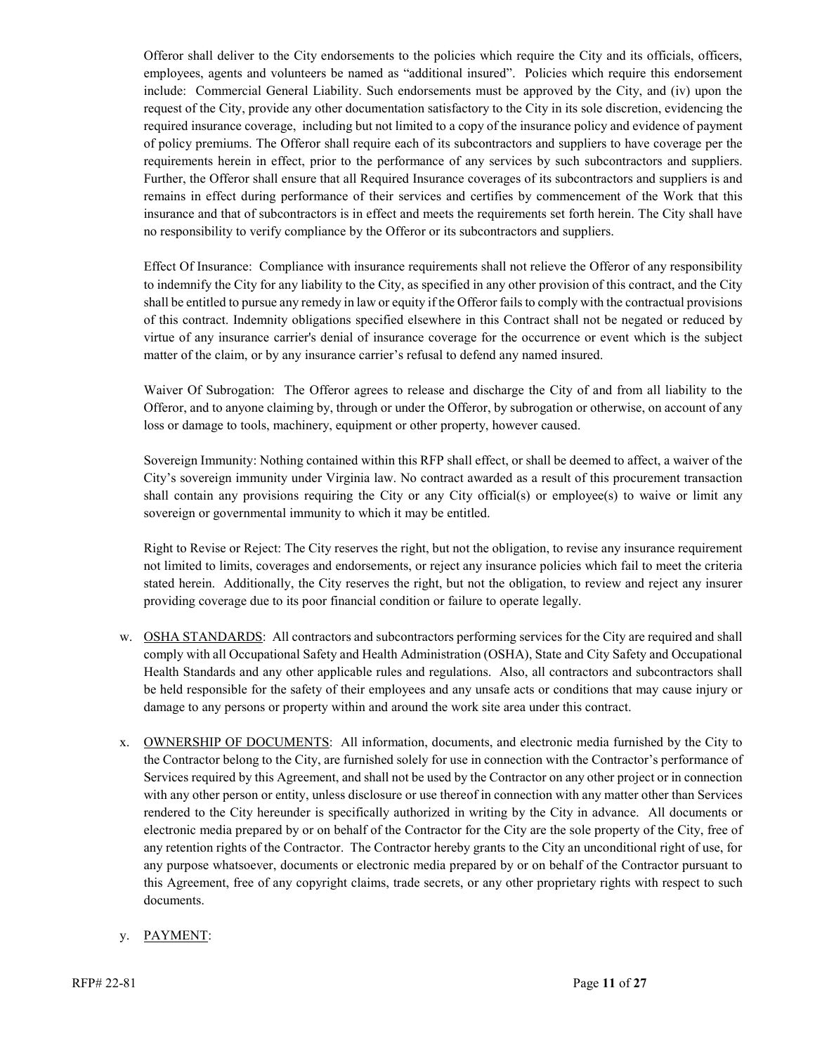Offeror shall deliver to the City endorsements to the policies which require the City and its officials, officers, employees, agents and volunteers be named as "additional insured". Policies which require this endorsement include: Commercial General Liability. Such endorsements must be approved by the City, and (iv) upon the request of the City, provide any other documentation satisfactory to the City in its sole discretion, evidencing the required insurance coverage, including but not limited to a copy of the insurance policy and evidence of payment of policy premiums. The Offeror shall require each of its subcontractors and suppliers to have coverage per the requirements herein in effect, prior to the performance of any services by such subcontractors and suppliers. Further, the Offeror shall ensure that all Required Insurance coverages of its subcontractors and suppliers is and remains in effect during performance of their services and certifies by commencement of the Work that this insurance and that of subcontractors is in effect and meets the requirements set forth herein. The City shall have no responsibility to verify compliance by the Offeror or its subcontractors and suppliers.

Effect Of Insurance: Compliance with insurance requirements shall not relieve the Offeror of any responsibility to indemnify the City for any liability to the City, as specified in any other provision of this contract, and the City shall be entitled to pursue any remedy in law or equity if the Offeror fails to comply with the contractual provisions of this contract. Indemnity obligations specified elsewhere in this Contract shall not be negated or reduced by virtue of any insurance carrier's denial of insurance coverage for the occurrence or event which is the subject matter of the claim, or by any insurance carrier's refusal to defend any named insured.

Waiver Of Subrogation: The Offeror agrees to release and discharge the City of and from all liability to the Offeror, and to anyone claiming by, through or under the Offeror, by subrogation or otherwise, on account of any loss or damage to tools, machinery, equipment or other property, however caused.

Sovereign Immunity: Nothing contained within this RFP shall effect, or shall be deemed to affect, a waiver of the City's sovereign immunity under Virginia law. No contract awarded as a result of this procurement transaction shall contain any provisions requiring the City or any City official(s) or employee(s) to waive or limit any sovereign or governmental immunity to which it may be entitled.

Right to Revise or Reject: The City reserves the right, but not the obligation, to revise any insurance requirement not limited to limits, coverages and endorsements, or reject any insurance policies which fail to meet the criteria stated herein. Additionally, the City reserves the right, but not the obligation, to review and reject any insurer providing coverage due to its poor financial condition or failure to operate legally.

w. OSHA STANDARDS: All contractors and subcontractors performing services for the City are required and shall comply with all Occupational Safety and Health Administration (OSHA), State and City Safety and Occupational Health Standards and any other applicable rules and regulations. Also, all contractors and subcontractors shall be held responsible for the safety of their employees and any unsafe acts or conditions that may cause injury or damage to any persons or property within and around the work site area under this contract.

x. OWNERSHIP OF DOCUMENTS: All information, documents, and electronic media furnished by the City to the Contractor belong to the City, are furnished solely for use in connection with the Contractor's performance of Services required by this Agreement, and shall not be used by the Contractor on any other project or in connection with any other person or entity, unless disclosure or use thereof in connection with any matter other than Services rendered to the City hereunder is specifically authorized in writing by the City in advance. All documents or electronic media prepared by or on behalf of the Contractor for the City are the sole property of the City, free of any retention rights of the Contractor. The Contractor hereby grants to the City an unconditional right of use, for any purpose whatsoever, documents or electronic media prepared by or on behalf of the Contractor pursuant to this Agreement, free of any copyright claims, trade secrets, or any other proprietary rights with respect to such documents.

y. PAYMENT: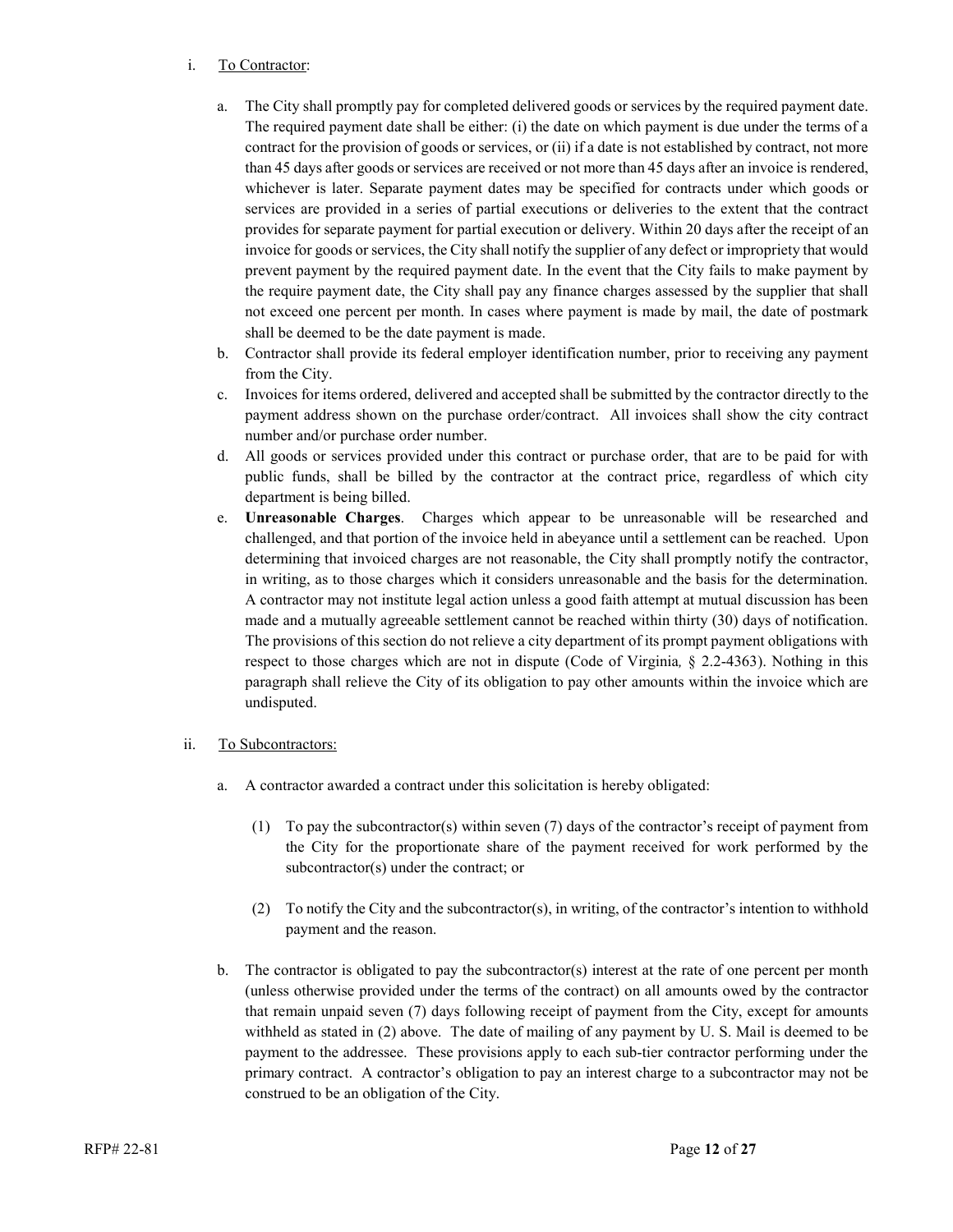i. <u>To Contractor</u>:

  a. The City shall promptly pay for completed delivered goods or services by the required payment date. The required payment date shall be either: (i) the date on which payment is due under the terms of a contract for the provision of goods or services, or (ii) if a date is not established by contract, not more than 45 days after goods or services are received or not more than 45 days after an invoice is rendered, whichever is later. Separate payment dates may be specified for contracts under which goods or services are provided in a series of partial executions or deliveries to the extent that the contract provides for separate payment for partial execution or delivery. Within 20 days after the receipt of an invoice for goods or services, the City shall notify the supplier of any defect or impropriety that would prevent payment by the required payment date. In the event that the City fails to make payment by the require payment date, the City shall pay any finance charges assessed by the supplier that shall not exceed one percent per month. In cases where payment is made by mail, the date of postmark shall be deemed to be the date payment is made.
  b. Contractor shall provide its federal employer identification number, prior to receiving any payment from the City.
  c. Invoices for items ordered, delivered and accepted shall be submitted by the contractor directly to the payment address shown on the purchase order/contract. All invoices shall show the city contract number and/or purchase order number.
  d. All goods or services provided under this contract or purchase order, that are to be paid for with public funds, shall be billed by the contractor at the contract price, regardless of which city department is being billed.
  e. **Unreasonable Charges**. Charges which appear to be unreasonable will be researched and challenged, and that portion of the invoice held in abeyance until a settlement can be reached. Upon determining that invoiced charges are not reasonable, the City shall promptly notify the contractor, in writing, as to those charges which it considers unreasonable and the basis for the determination. A contractor may not institute legal action unless a good faith attempt at mutual discussion has been made and a mutually agreeable settlement cannot be reached within thirty (30) days of notification. The provisions of this section do not relieve a city department of its prompt payment obligations with respect to those charges which are not in dispute (Code of Virginia*,* § 2.2-4363). Nothing in this paragraph shall relieve the City of its obligation to pay other amounts within the invoice which are undisputed.

ii. <u>To Subcontractors:</u>

  a. A contractor awarded a contract under this solicitation is hereby obligated:

     (1) To pay the subcontractor(s) within seven (7) days of the contractor's receipt of payment from the City for the proportionate share of the payment received for work performed by the subcontractor(s) under the contract; or

     (2) To notify the City and the subcontractor(s), in writing, of the contractor's intention to withhold payment and the reason.

  b. The contractor is obligated to pay the subcontractor(s) interest at the rate of one percent per month (unless otherwise provided under the terms of the contract) on all amounts owed by the contractor that remain unpaid seven (7) days following receipt of payment from the City, except for amounts withheld as stated in (2) above. The date of mailing of any payment by U. S. Mail is deemed to be payment to the addressee. These provisions apply to each sub-tier contractor performing under the primary contract. A contractor's obligation to pay an interest charge to a subcontractor may not be construed to be an obligation of the City.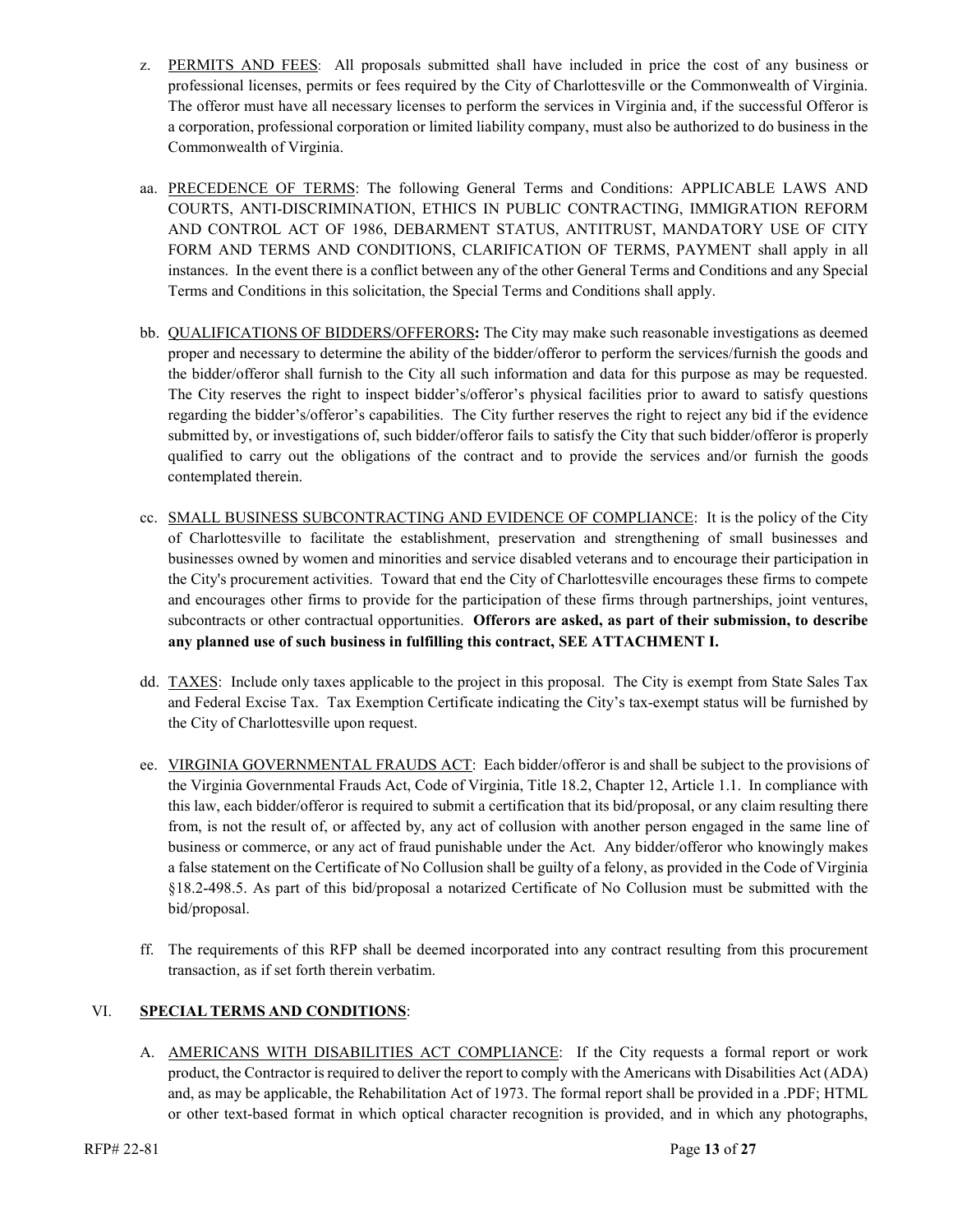z. <u>PERMITS AND FEES</u>: All proposals submitted shall have included in price the cost of any business or professional licenses, permits or fees required by the City of Charlottesville or the Commonwealth of Virginia. The offeror must have all necessary licenses to perform the services in Virginia and, if the successful Offeror is a corporation, professional corporation or limited liability company, must also be authorized to do business in the Commonwealth of Virginia.

aa. <u>PRECEDENCE OF TERMS</u>: The following General Terms and Conditions: APPLICABLE LAWS AND COURTS, ANTI-DISCRIMINATION, ETHICS IN PUBLIC CONTRACTING, IMMIGRATION REFORM AND CONTROL ACT OF 1986, DEBARMENT STATUS, ANTITRUST, MANDATORY USE OF CITY FORM AND TERMS AND CONDITIONS, CLARIFICATION OF TERMS, PAYMENT shall apply in all instances. In the event there is a conflict between any of the other General Terms and Conditions and any Special Terms and Conditions in this solicitation, the Special Terms and Conditions shall apply.

bb. <u>QUALIFICATIONS OF BIDDERS/OFFERORS</u>**:** The City may make such reasonable investigations as deemed proper and necessary to determine the ability of the bidder/offeror to perform the services/furnish the goods and the bidder/offeror shall furnish to the City all such information and data for this purpose as may be requested. The City reserves the right to inspect bidder's/offeror's physical facilities prior to award to satisfy questions regarding the bidder's/offeror's capabilities. The City further reserves the right to reject any bid if the evidence submitted by, or investigations of, such bidder/offeror fails to satisfy the City that such bidder/offeror is properly qualified to carry out the obligations of the contract and to provide the services and/or furnish the goods contemplated therein.

cc. <u>SMALL BUSINESS SUBCONTRACTING AND EVIDENCE OF COMPLIANCE</u>: It is the policy of the City of Charlottesville to facilitate the establishment, preservation and strengthening of small businesses and businesses owned by women and minorities and service disabled veterans and to encourage their participation in the City's procurement activities. Toward that end the City of Charlottesville encourages these firms to compete and encourages other firms to provide for the participation of these firms through partnerships, joint ventures, subcontracts or other contractual opportunities. **Offerors are asked, as part of their submission, to describe any planned use of such business in fulfilling this contract, SEE ATTACHMENT I.**

dd. <u>TAXES</u>: Include only taxes applicable to the project in this proposal. The City is exempt from State Sales Tax and Federal Excise Tax. Tax Exemption Certificate indicating the City's tax-exempt status will be furnished by the City of Charlottesville upon request.

ee. <u>VIRGINIA GOVERNMENTAL FRAUDS ACT</u>: Each bidder/offeror is and shall be subject to the provisions of the Virginia Governmental Frauds Act, Code of Virginia, Title 18.2, Chapter 12, Article 1.1. In compliance with this law, each bidder/offeror is required to submit a certification that its bid/proposal, or any claim resulting there from, is not the result of, or affected by, any act of collusion with another person engaged in the same line of business or commerce, or any act of fraud punishable under the Act. Any bidder/offeror who knowingly makes a false statement on the Certificate of No Collusion shall be guilty of a felony, as provided in the Code of Virginia §18.2-498.5. As part of this bid/proposal a notarized Certificate of No Collusion must be submitted with the bid/proposal.

ff. The requirements of this RFP shall be deemed incorporated into any contract resulting from this procurement transaction, as if set forth therein verbatim.

## VI. <u>SPECIAL TERMS AND CONDITIONS</u>:

A. <u>AMERICANS WITH DISABILITIES ACT COMPLIANCE</u>: If the City requests a formal report or work product, the Contractor is required to deliver the report to comply with the Americans with Disabilities Act (ADA) and, as may be applicable, the Rehabilitation Act of 1973. The formal report shall be provided in a .PDF; HTML or other text-based format in which optical character recognition is provided, and in which any photographs,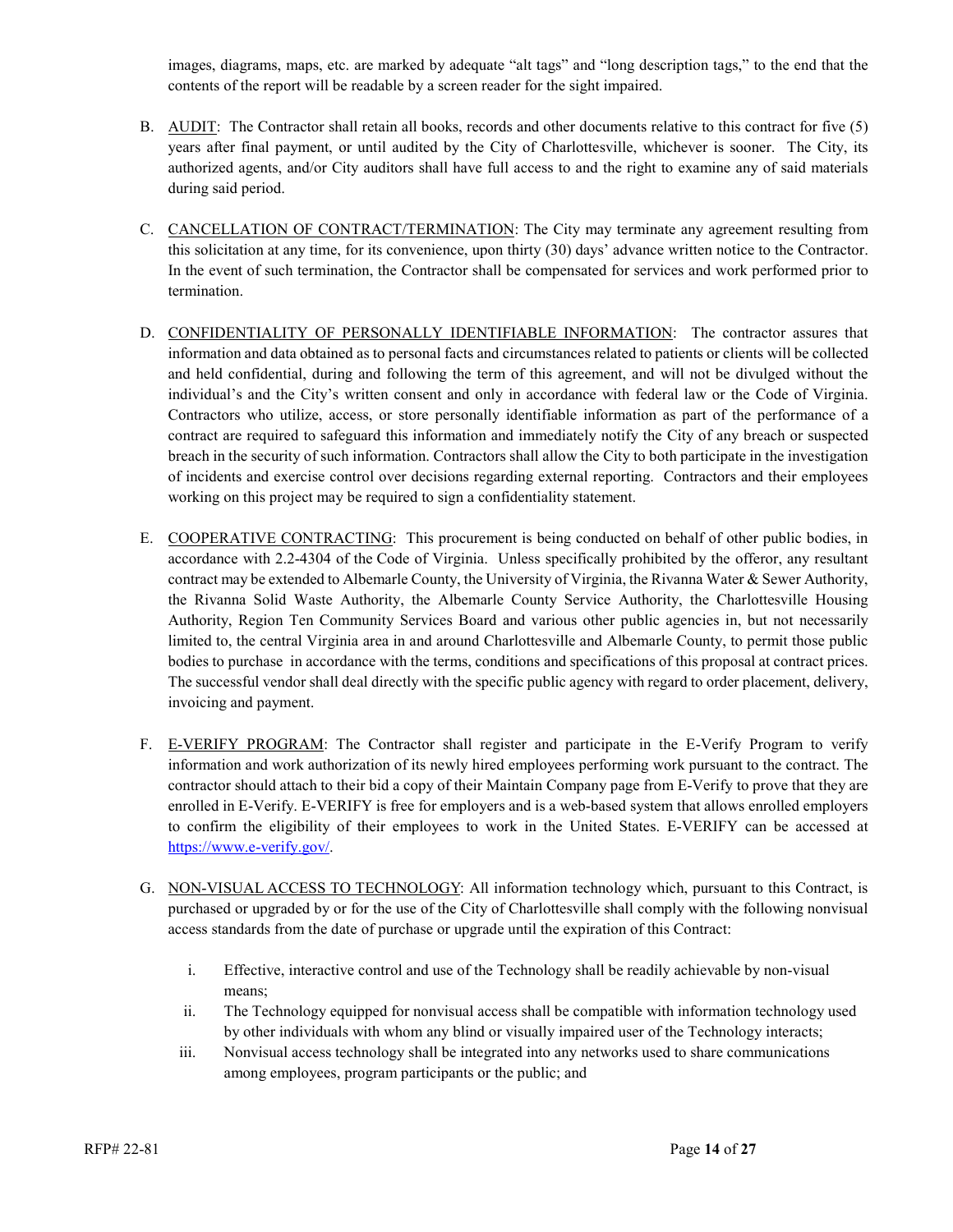images, diagrams, maps, etc. are marked by adequate "alt tags" and "long description tags," to the end that the contents of the report will be readable by a screen reader for the sight impaired.

B. AUDIT: The Contractor shall retain all books, records and other documents relative to this contract for five (5) years after final payment, or until audited by the City of Charlottesville, whichever is sooner. The City, its authorized agents, and/or City auditors shall have full access to and the right to examine any of said materials during said period.

C. CANCELLATION OF CONTRACT/TERMINATION: The City may terminate any agreement resulting from this solicitation at any time, for its convenience, upon thirty (30) days' advance written notice to the Contractor. In the event of such termination, the Contractor shall be compensated for services and work performed prior to termination.

D. CONFIDENTIALITY OF PERSONALLY IDENTIFIABLE INFORMATION: The contractor assures that information and data obtained as to personal facts and circumstances related to patients or clients will be collected and held confidential, during and following the term of this agreement, and will not be divulged without the individual's and the City's written consent and only in accordance with federal law or the Code of Virginia. Contractors who utilize, access, or store personally identifiable information as part of the performance of a contract are required to safeguard this information and immediately notify the City of any breach or suspected breach in the security of such information. Contractors shall allow the City to both participate in the investigation of incidents and exercise control over decisions regarding external reporting. Contractors and their employees working on this project may be required to sign a confidentiality statement.

E. COOPERATIVE CONTRACTING: This procurement is being conducted on behalf of other public bodies, in accordance with 2.2-4304 of the Code of Virginia. Unless specifically prohibited by the offeror, any resultant contract may be extended to Albemarle County, the University of Virginia, the Rivanna Water & Sewer Authority, the Rivanna Solid Waste Authority, the Albemarle County Service Authority, the Charlottesville Housing Authority, Region Ten Community Services Board and various other public agencies in, but not necessarily limited to, the central Virginia area in and around Charlottesville and Albemarle County, to permit those public bodies to purchase in accordance with the terms, conditions and specifications of this proposal at contract prices. The successful vendor shall deal directly with the specific public agency with regard to order placement, delivery, invoicing and payment.

F. E-VERIFY PROGRAM: The Contractor shall register and participate in the E-Verify Program to verify information and work authorization of its newly hired employees performing work pursuant to the contract. The contractor should attach to their bid a copy of their Maintain Company page from E-Verify to prove that they are enrolled in E-Verify. E-VERIFY is free for employers and is a web-based system that allows enrolled employers to confirm the eligibility of their employees to work in the United States. E-VERIFY can be accessed at https://www.e-verify.gov/.

G. NON-VISUAL ACCESS TO TECHNOLOGY: All information technology which, pursuant to this Contract, is purchased or upgraded by or for the use of the City of Charlottesville shall comply with the following nonvisual access standards from the date of purchase or upgrade until the expiration of this Contract:

i. Effective, interactive control and use of the Technology shall be readily achievable by non-visual means;

ii. The Technology equipped for nonvisual access shall be compatible with information technology used by other individuals with whom any blind or visually impaired user of the Technology interacts;

iii. Nonvisual access technology shall be integrated into any networks used to share communications among employees, program participants or the public; and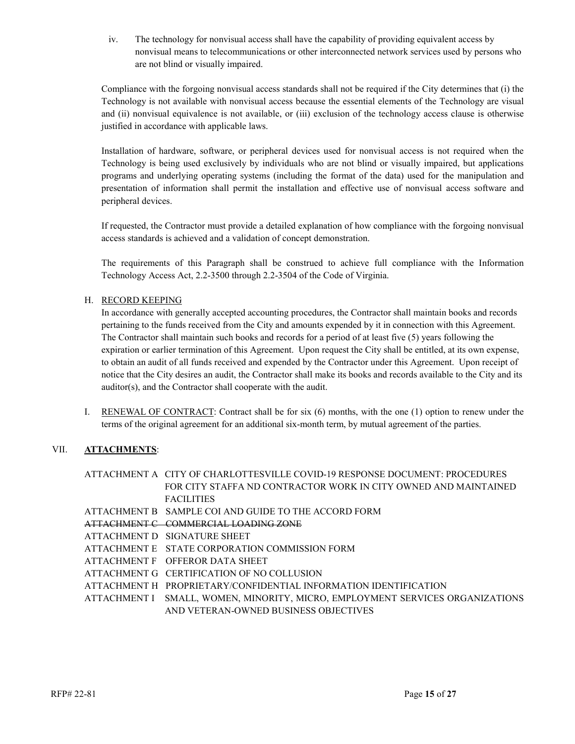iv. The technology for nonvisual access shall have the capability of providing equivalent access by nonvisual means to telecommunications or other interconnected network services used by persons who are not blind or visually impaired.

Compliance with the forgoing nonvisual access standards shall not be required if the City determines that (i) the Technology is not available with nonvisual access because the essential elements of the Technology are visual and (ii) nonvisual equivalence is not available, or (iii) exclusion of the technology access clause is otherwise justified in accordance with applicable laws.

Installation of hardware, software, or peripheral devices used for nonvisual access is not required when the Technology is being used exclusively by individuals who are not blind or visually impaired, but applications programs and underlying operating systems (including the format of the data) used for the manipulation and presentation of information shall permit the installation and effective use of nonvisual access software and peripheral devices.

If requested, the Contractor must provide a detailed explanation of how compliance with the forgoing nonvisual access standards is achieved and a validation of concept demonstration.

The requirements of this Paragraph shall be construed to achieve full compliance with the Information Technology Access Act, 2.2-3500 through 2.2-3504 of the Code of Virginia.

H. RECORD KEEPING

In accordance with generally accepted accounting procedures, the Contractor shall maintain books and records pertaining to the funds received from the City and amounts expended by it in connection with this Agreement. The Contractor shall maintain such books and records for a period of at least five (5) years following the expiration or earlier termination of this Agreement. Upon request the City shall be entitled, at its own expense, to obtain an audit of all funds received and expended by the Contractor under this Agreement. Upon receipt of notice that the City desires an audit, the Contractor shall make its books and records available to the City and its auditor(s), and the Contractor shall cooperate with the audit.

I. RENEWAL OF CONTRACT: Contract shall be for six (6) months, with the one (1) option to renew under the terms of the original agreement for an additional six-month term, by mutual agreement of the parties.

## VII. **ATTACHMENTS**:

- ATTACHMENT A CITY OF CHARLOTTESVILLE COVID-19 RESPONSE DOCUMENT: PROCEDURES FOR CITY STAFFA ND CONTRACTOR WORK IN CITY OWNED AND MAINTAINED FACILITIES
- ATTACHMENT B SAMPLE COI AND GUIDE TO THE ACCORD FORM
- ~~ATTACHMENT C COMMERCIAL LOADING ZONE~~
- ATTACHMENT D SIGNATURE SHEET
- ATTACHMENT E STATE CORPORATION COMMISSION FORM
- ATTACHMENT F OFFEROR DATA SHEET
- ATTACHMENT G CERTIFICATION OF NO COLLUSION
- ATTACHMENT H PROPRIETARY/CONFIDENTIAL INFORMATION IDENTIFICATION
- ATTACHMENT I SMALL, WOMEN, MINORITY, MICRO, EMPLOYMENT SERVICES ORGANIZATIONS AND VETERAN-OWNED BUSINESS OBJECTIVES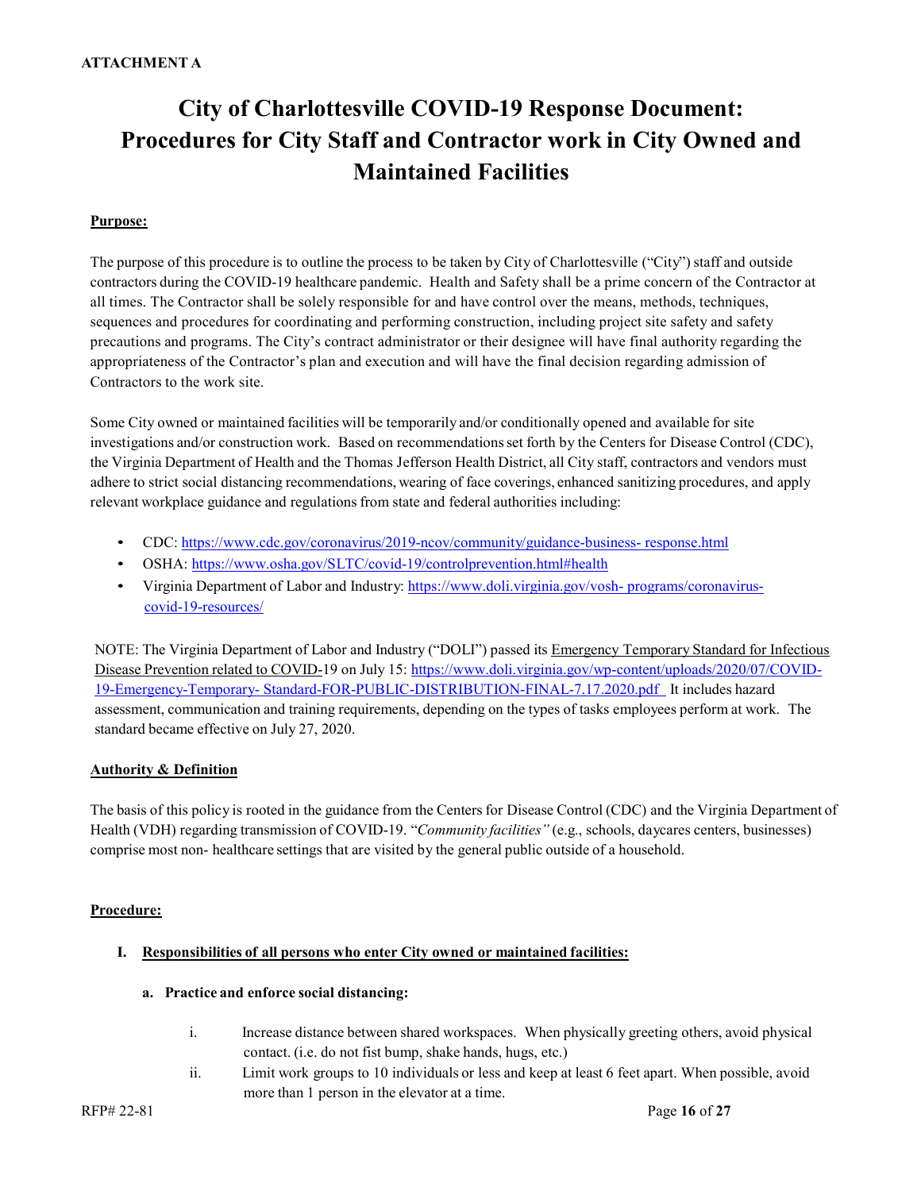**ATTACHMENT A**

# City of Charlottesville COVID-19 Response Document: Procedures for City Staff and Contractor work in City Owned and Maintained Facilities

**Purpose:**

The purpose of this procedure is to outline the process to be taken by City of Charlottesville ("City") staff and outside contractors during the COVID-19 healthcare pandemic. Health and Safety shall be a prime concern of the Contractor at all times. The Contractor shall be solely responsible for and have control over the means, methods, techniques, sequences and procedures for coordinating and performing construction, including project site safety and safety precautions and programs. The City's contract administrator or their designee will have final authority regarding the appropriateness of the Contractor's plan and execution and will have the final decision regarding admission of Contractors to the work site.

Some City owned or maintained facilities will be temporarily and/or conditionally opened and available for site investigations and/or construction work. Based on recommendations set forth by the Centers for Disease Control (CDC), the Virginia Department of Health and the Thomas Jefferson Health District, all City staff, contractors and vendors must adhere to strict social distancing recommendations, wearing of face coverings, enhanced sanitizing procedures, and apply relevant workplace guidance and regulations from state and federal authorities including:

- CDC: https://www.cdc.gov/coronavirus/2019-ncov/community/guidance-business- response.html
- OSHA: https://www.osha.gov/SLTC/covid-19/controlprevention.html#health
- Virginia Department of Labor and Industry: https://www.doli.virginia.gov/vosh- programs/coronavirus-covid-19-resources/

NOTE: The Virginia Department of Labor and Industry ("DOLI") passed its Emergency Temporary Standard for Infectious Disease Prevention related to COVID-19 on July 15: https://www.doli.virginia.gov/wp-content/uploads/2020/07/COVID-19-Emergency-Temporary- Standard-FOR-PUBLIC-DISTRIBUTION-FINAL-7.17.2020.pdf It includes hazard assessment, communication and training requirements, depending on the types of tasks employees perform at work. The standard became effective on July 27, 2020.

**Authority & Definition**

The basis of this policy is rooted in the guidance from the Centers for Disease Control (CDC) and the Virginia Department of Health (VDH) regarding transmission of COVID-19. "*Community facilities"* (e.g., schools, daycares centers, businesses) comprise most non- healthcare settings that are visited by the general public outside of a household.

**Procedure:**

**I. Responsibilities of all persons who enter City owned or maintained facilities:**

**a. Practice and enforce social distancing:**

i. Increase distance between shared workspaces. When physically greeting others, avoid physical contact. (i.e. do not fist bump, shake hands, hugs, etc.)

ii. Limit work groups to 10 individuals or less and keep at least 6 feet apart. When possible, avoid more than 1 person in the elevator at a time.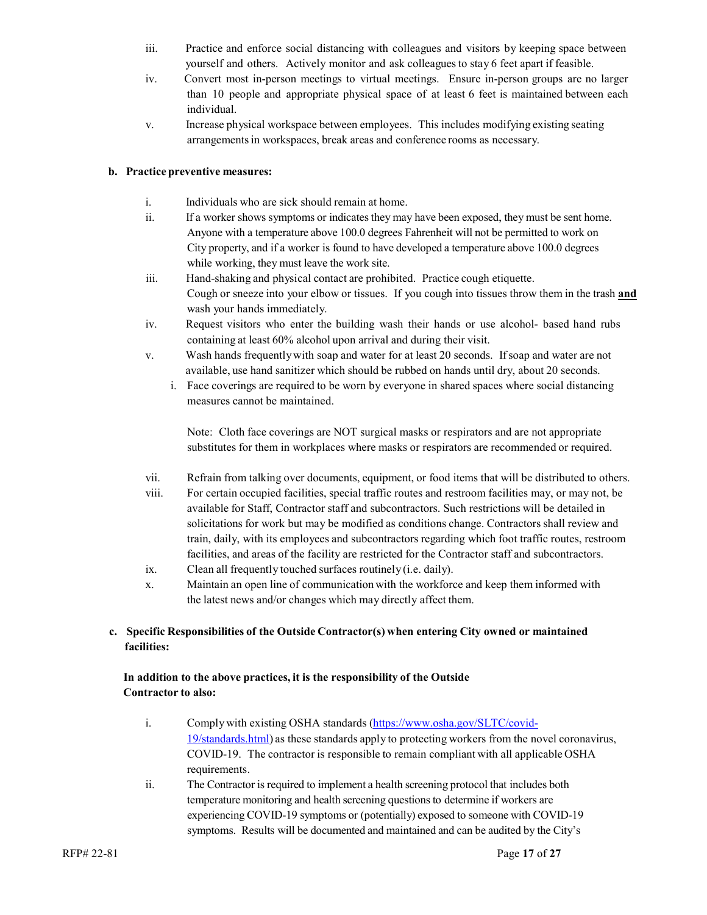iii. Practice and enforce social distancing with colleagues and visitors by keeping space between yourself and others. Actively monitor and ask colleagues to stay 6 feet apart if feasible.

iv. Convert most in-person meetings to virtual meetings. Ensure in-person groups are no larger than 10 people and appropriate physical space of at least 6 feet is maintained between each individual.

v. Increase physical workspace between employees. This includes modifying existing seating arrangements in workspaces, break areas and conference rooms as necessary.

**b. Practice preventive measures:**

i. Individuals who are sick should remain at home.

ii. If a worker shows symptoms or indicates they may have been exposed, they must be sent home. Anyone with a temperature above 100.0 degrees Fahrenheit will not be permitted to work on City property, and if a worker is found to have developed a temperature above 100.0 degrees while working, they must leave the work site.

iii. Hand-shaking and physical contact are prohibited. Practice cough etiquette. Cough or sneeze into your elbow or tissues. If you cough into tissues throw them in the trash **and** wash your hands immediately.

iv. Request visitors who enter the building wash their hands or use alcohol- based hand rubs containing at least 60% alcohol upon arrival and during their visit.

v. Wash hands frequently with soap and water for at least 20 seconds. If soap and water are not available, use hand sanitizer which should be rubbed on hands until dry, about 20 seconds.

i. Face coverings are required to be worn by everyone in shared spaces where social distancing measures cannot be maintained.

Note: Cloth face coverings are NOT surgical masks or respirators and are not appropriate substitutes for them in workplaces where masks or respirators are recommended or required.

vii. Refrain from talking over documents, equipment, or food items that will be distributed to others.

viii. For certain occupied facilities, special traffic routes and restroom facilities may, or may not, be available for Staff, Contractor staff and subcontractors. Such restrictions will be detailed in solicitations for work but may be modified as conditions change. Contractors shall review and train, daily, with its employees and subcontractors regarding which foot traffic routes, restroom facilities, and areas of the facility are restricted for the Contractor staff and subcontractors.

ix. Clean all frequently touched surfaces routinely (i.e. daily).

x. Maintain an open line of communication with the workforce and keep them informed with the latest news and/or changes which may directly affect them.

**c. Specific Responsibilities of the Outside Contractor(s) when entering City owned or maintained facilities:**

**In addition to the above practices, it is the responsibility of the Outside Contractor to also:**

i. Comply with existing OSHA standards (https://www.osha.gov/SLTC/covid-19/standards.html) as these standards apply to protecting workers from the novel coronavirus, COVID-19. The contractor is responsible to remain compliant with all applicable OSHA requirements.

ii. The Contractor is required to implement a health screening protocol that includes both temperature monitoring and health screening questions to determine if workers are experiencing COVID-19 symptoms or (potentially) exposed to someone with COVID-19 symptoms. Results will be documented and maintained and can be audited by the City's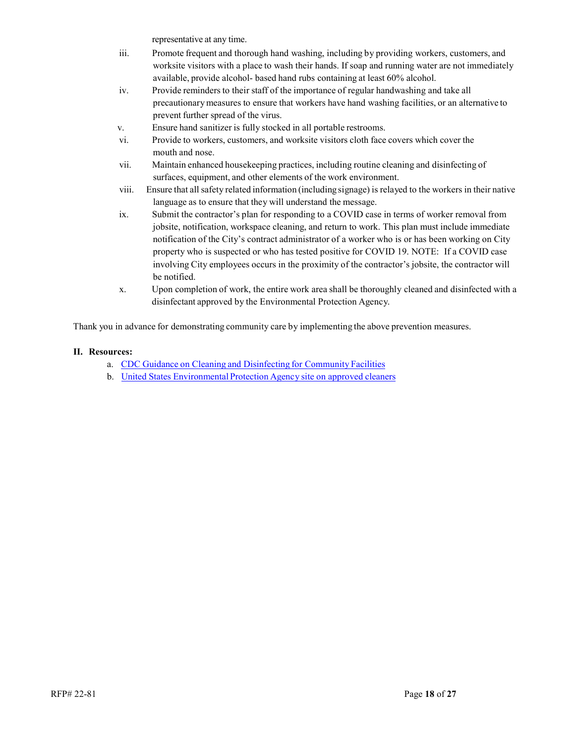representative at any time.

iii. Promote frequent and thorough hand washing, including by providing workers, customers, and worksite visitors with a place to wash their hands. If soap and running water are not immediately available, provide alcohol- based hand rubs containing at least 60% alcohol.

iv. Provide reminders to their staff of the importance of regular handwashing and take all precautionary measures to ensure that workers have hand washing facilities, or an alternative to prevent further spread of the virus.

v. Ensure hand sanitizer is fully stocked in all portable restrooms.

vi. Provide to workers, customers, and worksite visitors cloth face covers which cover the mouth and nose.

vii. Maintain enhanced housekeeping practices, including routine cleaning and disinfecting of surfaces, equipment, and other elements of the work environment.

viii. Ensure that all safety related information (including signage) is relayed to the workers in their native language as to ensure that they will understand the message.

ix. Submit the contractor's plan for responding to a COVID case in terms of worker removal from jobsite, notification, workspace cleaning, and return to work. This plan must include immediate notification of the City's contract administrator of a worker who is or has been working on City property who is suspected or who has tested positive for COVID 19. NOTE: If a COVID case involving City employees occurs in the proximity of the contractor's jobsite, the contractor will be notified.

x. Upon completion of work, the entire work area shall be thoroughly cleaned and disinfected with a disinfectant approved by the Environmental Protection Agency.

Thank you in advance for demonstrating community care by implementing the above prevention measures.

**II. Resources:**

a. CDC Guidance on Cleaning and Disinfecting for Community Facilities
b. United States Environmental Protection Agency site on approved cleaners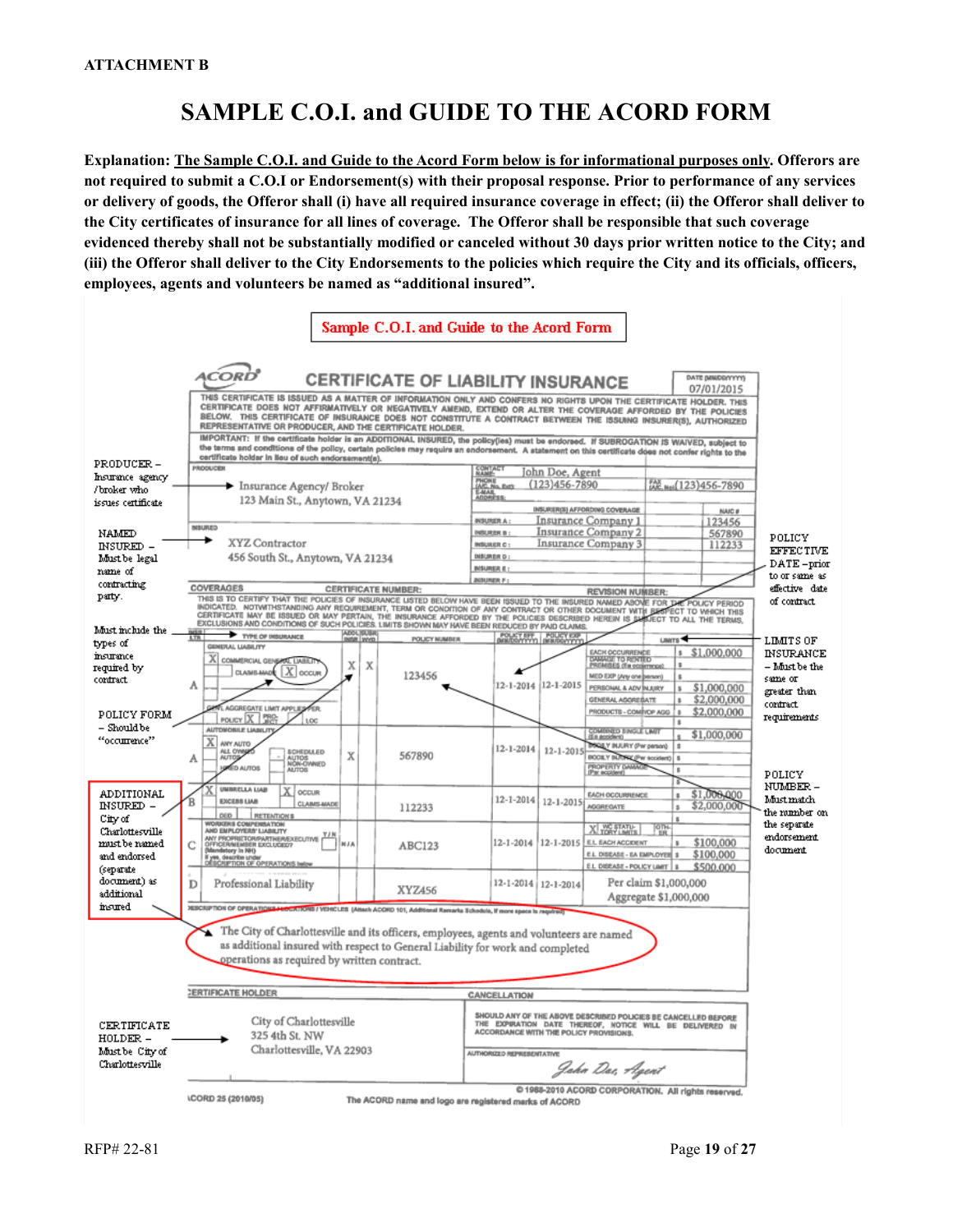**ATTACHMENT B**

# SAMPLE C.O.I. and GUIDE TO THE ACORD FORM

**Explanation:** **The Sample C.O.I. and Guide to the Acord Form below is for informational purposes only. Offerors are not required to submit a C.O.I or Endorsement(s) with their proposal response. Prior to performance of any services or delivery of goods, the Offeror shall (i) have all required insurance coverage in effect; (ii) the Offeror shall deliver to the City certificates of insurance for all lines of coverage. The Offeror shall be responsible that such coverage evidenced thereby shall not be substantially modified or canceled without 30 days prior written notice to the City; and (iii) the Offeror shall deliver to the City Endorsements to the policies which require the City and its officials, officers, employees, agents and volunteers be named as "additional insured".**

**Sample C.O.I. and Guide to the Acord Form**

**ACORD — CERTIFICATE OF LIABILITY INSURANCE** — DATE (MM/DD/YYYY): 07/01/2015

THIS CERTIFICATE IS ISSUED AS A MATTER OF INFORMATION ONLY AND CONFERS NO RIGHTS UPON THE CERTIFICATE HOLDER. THIS CERTIFICATE DOES NOT AFFIRMATIVELY OR NEGATIVELY AMEND, EXTEND OR ALTER THE COVERAGE AFFORDED BY THE POLICIES BELOW. THIS CERTIFICATE OF INSURANCE DOES NOT CONSTITUTE A CONTRACT BETWEEN THE ISSUING INSURER(S), AUTHORIZED REPRESENTATIVE OR PRODUCER, AND THE CERTIFICATE HOLDER.

IMPORTANT: If the certificate holder is an ADDITIONAL INSURED, the policy(ies) must be endorsed. If SUBROGATION IS WAIVED, subject to the terms and conditions of the policy, certain policies may require an endorsement. A statement on this certificate does not confer rights to the certificate holder in lieu of such endorsement(s).

**PRODUCER** – Insurance agency / broker who issues certificate

PRODUCER: Insurance Agency/ Broker, 123 Main St., Anytown, VA 21234

CONTACT NAME: John Doe, Agent — PHONE (A/C, No, Ext): (123)456-7890 — FAX (A/C, No): (123)456-7890

| INSURER(S) AFFORDING COVERAGE | | NAIC # |
|---|---|---|
| INSURER A: | Insurance Company 1 | 123456 |
| INSURER B: | Insurance Company 2 | 567890 |
| INSURER C: | Insurance Company 3 | 112233 |
| INSURER D: | | |
| INSURER E: | | |
| INSURER F: | | |

**NAMED INSURED** – Must be legal name of contracting party.

INSURED: XYZ Contractor, 456 South St., Anytown, VA 21234

COVERAGES — CERTIFICATE NUMBER: — REVISION NUMBER:

THIS IS TO CERTIFY THAT THE POLICIES OF INSURANCE LISTED BELOW HAVE BEEN ISSUED TO THE INSURED NAMED ABOVE FOR THE POLICY PERIOD INDICATED. NOTWITHSTANDING ANY REQUIREMENT, TERM OR CONDITION OF ANY CONTRACT OR OTHER DOCUMENT WITH RESPECT TO WHICH THIS CERTIFICATE MAY BE ISSUED OR MAY PERTAIN, THE INSURANCE AFFORDED BY THE POLICIES DESCRIBED HEREIN IS SUBJECT TO ALL THE TERMS, EXCLUSIONS AND CONDITIONS OF SUCH POLICIES. LIMITS SHOWN MAY HAVE BEEN REDUCED BY PAID CLAIMS.

| INSR LTR | TYPE OF INSURANCE | ADDL INSR | SUBR WVD | POLICY NUMBER | POLICY EFF | POLICY EXP | LIMITS | |
|---|---|---|---|---|---|---|---|---|
| A | GENERAL LIABILITY: X COMMERCIAL GENERAL LIABILITY; CLAIMS-MADE / X OCCUR; GEN'L AGGREGATE LIMIT APPLIES PER: X POLICY / PRO-JECT / LOC | X | X | 123456 | 12-1-2014 | 12-1-2015 | EACH OCCURRENCE | $1,000,000 |
| | | | | | | | DAMAGE TO RENTED PREMISES (Ea occurrence) | $ |
| | | | | | | | MED EXP (Any one person) | $ |
| | | | | | | | PERSONAL & ADV INJURY | $1,000,000 |
| | | | | | | | GENERAL AGGREGATE | $2,000,000 |
| | | | | | | | PRODUCTS - COMP/OP AGG | $2,000,000 |
| A | AUTOMOBILE LIABILITY: X ANY AUTO; ALL OWNED AUTOS; SCHEDULED AUTOS; HIRED AUTOS; NON-OWNED AUTOS | X | | 567890 | 12-1-2014 | 12-1-2015 | COMBINED SINGLE LIMIT (Ea accident) | $1,000,000 |
| | | | | | | | BODILY INJURY (Per person) | $ |
| | | | | | | | BODILY INJURY (Per accident) | $ |
| | | | | | | | PROPERTY DAMAGE (Per accident) | $ |
| B | X UMBRELLA LIAB / X OCCUR; EXCESS LIAB / CLAIMS-MADE; DED / RETENTION $ | | | 112233 | 12-1-2014 | 12-1-2015 | EACH OCCURRENCE | $1,000,000 |
| | | | | | | | AGGREGATE | $2,000,000 |
| C | WORKERS COMPENSATION AND EMPLOYERS' LIABILITY; ANY PROPRIETOR/PARTNER/EXECUTIVE OFFICER/MEMBER EXCLUDED? (Mandatory in NH) Y/N; If yes, describe under DESCRIPTION OF OPERATIONS below | N/A | | ABC123 | 12-1-2014 | 12-1-2015 | X WC STATU-TORY LIMITS / OTH-ER | |
| | | | | | | | E.L. EACH ACCIDENT | $100,000 |
| | | | | | | | E.L. DISEASE - EA EMPLOYEE | $100,000 |
| | | | | | | | E.L. DISEASE - POLICY LIMIT | $500,000 |
| D | Professional Liability | | | XYZ456 | 12-1-2014 | 12-1-2014 | Per claim $1,000,000; Aggregate $1,000,000 | |

DESCRIPTION OF OPERATIONS / LOCATIONS / VEHICLES (Attach ACORD 101, Additional Remarks Schedule, if more space is required)

The City of Charlottesville and its officers, employees, agents and volunteers are named as additional insured with respect to General Liability for work and completed operations as required by written contract.

CERTIFICATE HOLDER: City of Charlottesville, 325 4th St. NW, Charlottesville, VA 22903

CANCELLATION: SHOULD ANY OF THE ABOVE DESCRIBED POLICIES BE CANCELLED BEFORE THE EXPIRATION DATE THEREOF, NOTICE WILL BE DELIVERED IN ACCORDANCE WITH THE POLICY PROVISIONS.

AUTHORIZED REPRESENTATIVE: John Doe, Agent

ACORD 25 (2010/05) — © 1988-2010 ACORD CORPORATION. All rights reserved. The ACORD name and logo are registered marks of ACORD

**Guide notes:**

- **PRODUCER** – Insurance agency /broker who issues certificate
- **NAMED INSURED** – Must be legal name of contracting party.
- Must include the types of insurance required by contract
- **POLICY FORM** – Should be "occurrence"
- **ADDITIONAL INSURED** – City of Charlottesville must be named and endorsed (separate document) as additional insured
- **CERTIFICATE HOLDER** – Must be City of Charlottesville
- **POLICY EFFECTIVE DATE** – prior to or same as effective date of contract
- **LIMITS OF INSURANCE** – Must be the same or greater than contract requirements
- **POLICY NUMBER** – Must match the number on the separate endorsement document

RFP# 22-81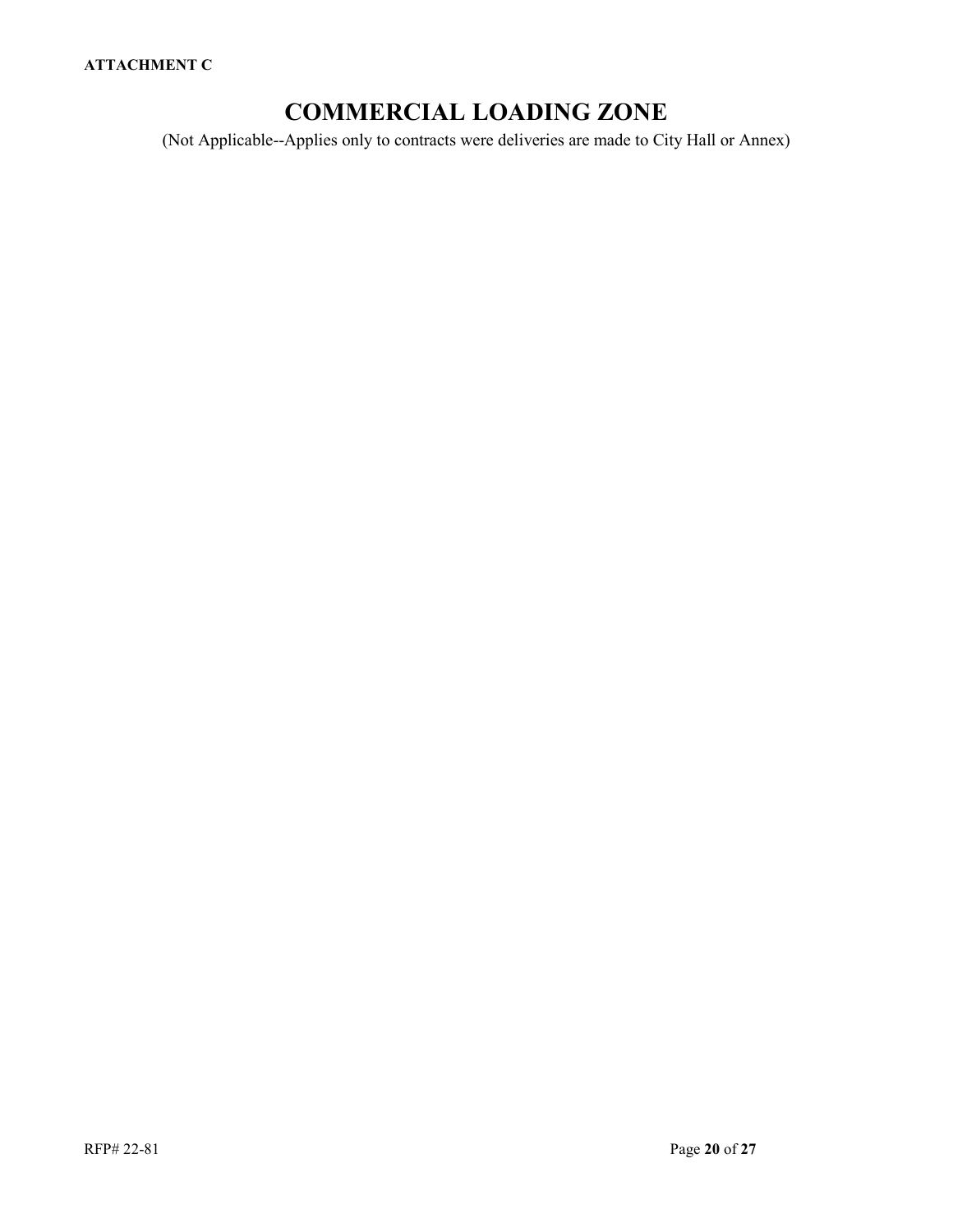**ATTACHMENT C**

# COMMERCIAL LOADING ZONE

(Not Applicable--Applies only to contracts were deliveries are made to City Hall or Annex)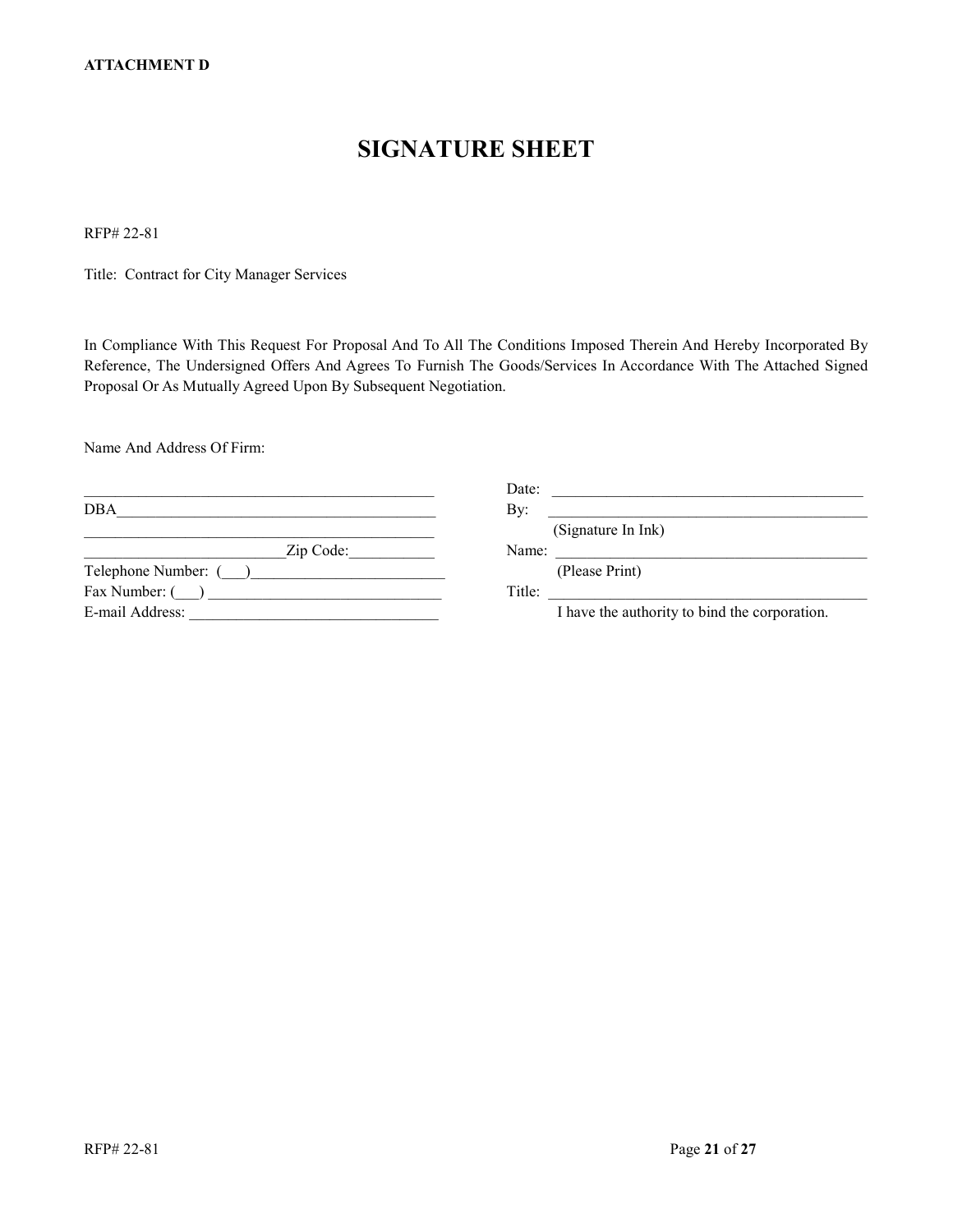**ATTACHMENT D**

# SIGNATURE SHEET

RFP# 22-81

Title: Contract for City Manager Services

In Compliance With This Request For Proposal And To All The Conditions Imposed Therein And Hereby Incorporated By Reference, The Undersigned Offers And Agrees To Furnish The Goods/Services In Accordance With The Attached Signed Proposal Or As Mutually Agreed Upon By Subsequent Negotiation.

Name And Address Of Firm:

_______________________________________________

DBA____________________________________________

_______________________________________________

___________________________Zip Code:___________

Telephone Number: (___)__________________________

Fax Number: (___) ______________________________

E-mail Address: ________________________________

Date: ________________________________________

By: __________________________________________
(Signature In Ink)

Name: ________________________________________
(Please Print)

Title: ________________________________________
I have the authority to bind the corporation.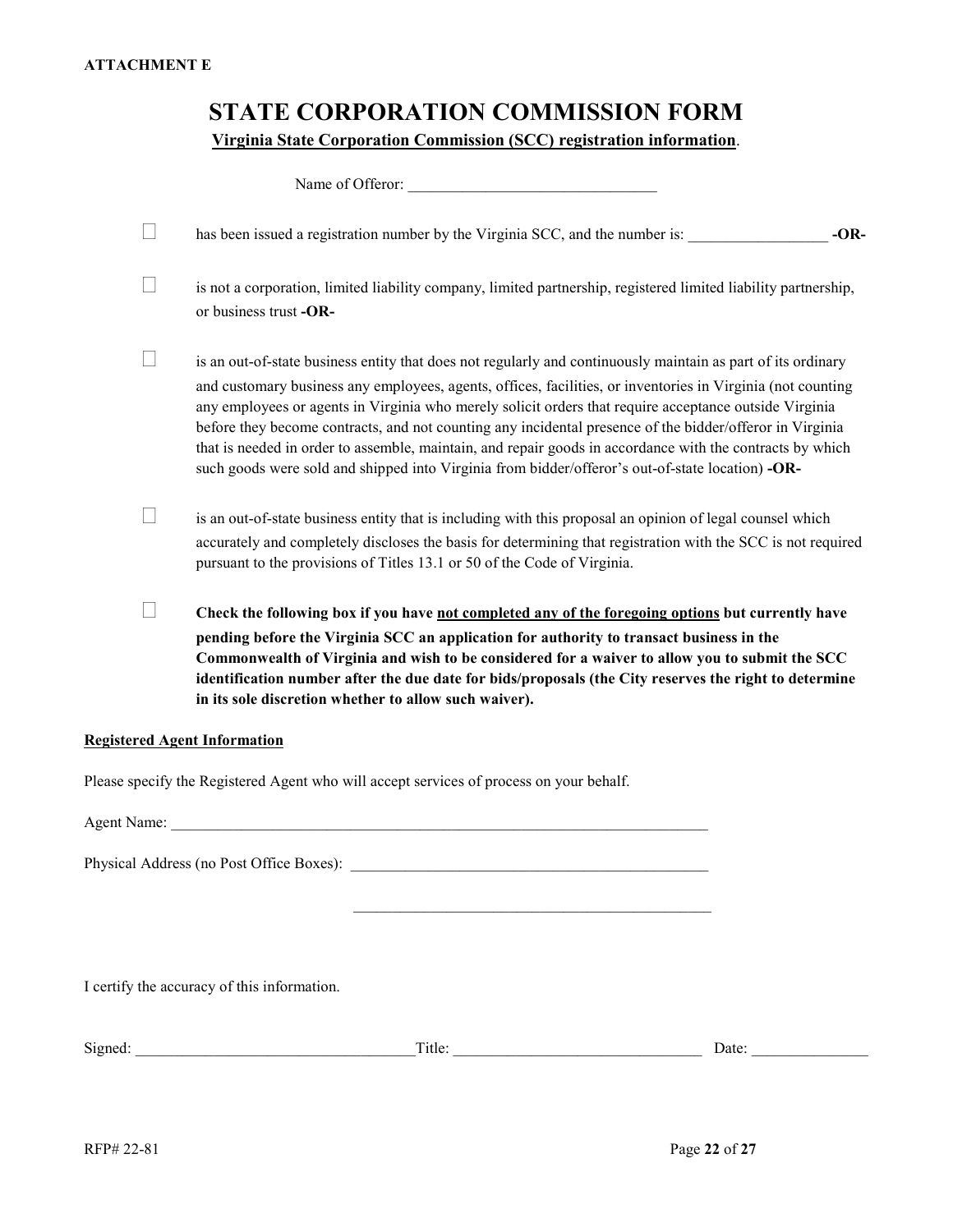**ATTACHMENT E**

# STATE CORPORATION COMMISSION FORM

**Virginia State Corporation Commission (SCC) registration information.**

Name of Offeror: ________________________________

☐ has been issued a registration number by the Virginia SCC, and the number is: __________________ **-OR-**

☐ is not a corporation, limited liability company, limited partnership, registered limited liability partnership, or business trust **-OR-**

☐ is an out-of-state business entity that does not regularly and continuously maintain as part of its ordinary and customary business any employees, agents, offices, facilities, or inventories in Virginia (not counting any employees or agents in Virginia who merely solicit orders that require acceptance outside Virginia before they become contracts, and not counting any incidental presence of the bidder/offeror in Virginia that is needed in order to assemble, maintain, and repair goods in accordance with the contracts by which such goods were sold and shipped into Virginia from bidder/offeror's out-of-state location) **-OR-**

☐ is an out-of-state business entity that is including with this proposal an opinion of legal counsel which accurately and completely discloses the basis for determining that registration with the SCC is not required pursuant to the provisions of Titles 13.1 or 50 of the Code of Virginia.

☐ **Check the following box if you have <u>not completed any of the foregoing options</u> but currently have pending before the Virginia SCC an application for authority to transact business in the Commonwealth of Virginia and wish to be considered for a waiver to allow you to submit the SCC identification number after the due date for bids/proposals (the City reserves the right to determine in its sole discretion whether to allow such waiver).**

**<u>Registered Agent Information</u>**

Please specify the Registered Agent who will accept services of process on your behalf.

Agent Name: ________________________________________________________________________

Physical Address (no Post Office Boxes): _______________________________________________

_______________________________________________

I certify the accuracy of this information.

Signed: ___________________________________ Title: ________________________________ Date: _______________

RFP# 22-81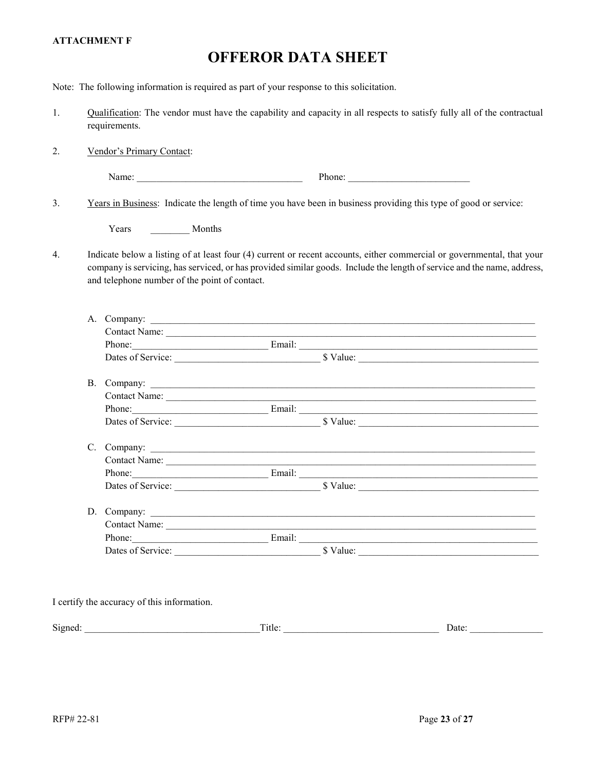**ATTACHMENT F**

# OFFEROR DATA SHEET

Note: The following information is required as part of your response to this solicitation.

1. Qualification: The vendor must have the capability and capacity in all respects to satisfy fully all of the contractual requirements.

2. Vendor's Primary Contact:

   Name: ___________________________________ Phone: __________________________

3. Years in Business: Indicate the length of time you have been in business providing this type of good or service:

   Years ________ Months

4. Indicate below a listing of at least four (4) current or recent accounts, either commercial or governmental, that your company is servicing, has serviced, or has provided similar goods. Include the length of service and the name, address, and telephone number of the point of contact.

   A. Company: ________________________________________________________________________________
      Contact Name: ____________________________________________________________________________
      Phone:____________________________ Email: ___________________________________________________
      Dates of Service: ______________________________ $ Value: ______________________________________

   B. Company: ________________________________________________________________________________
      Contact Name: ____________________________________________________________________________
      Phone:____________________________ Email: ___________________________________________________
      Dates of Service: ______________________________ $ Value: ______________________________________

   C. Company: ________________________________________________________________________________
      Contact Name: ____________________________________________________________________________
      Phone:____________________________ Email: ___________________________________________________
      Dates of Service: ______________________________ $ Value: ______________________________________

   D. Company: ________________________________________________________________________________
      Contact Name: ____________________________________________________________________________
      Phone:____________________________ Email: ___________________________________________________
      Dates of Service: ______________________________ $ Value: ______________________________________

I certify the accuracy of this information.

Signed: ____________________________________Title: ________________________________ Date: _______________

RFP# 22-81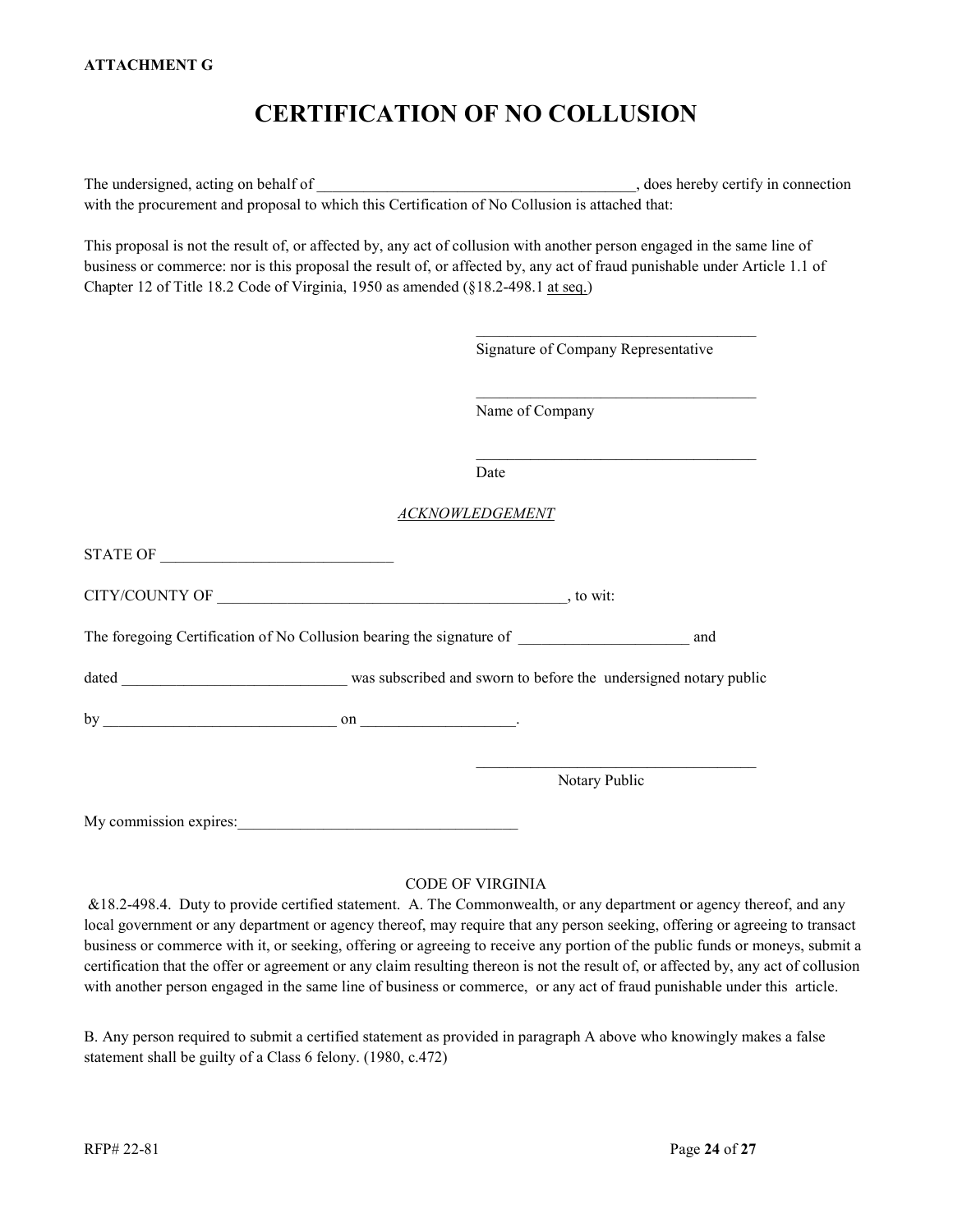**ATTACHMENT G**

# CERTIFICATION OF NO COLLUSION

The undersigned, acting on behalf of ________________________________________, does hereby certify in connection with the procurement and proposal to which this Certification of No Collusion is attached that:

This proposal is not the result of, or affected by, any act of collusion with another person engaged in the same line of business or commerce: nor is this proposal the result of, or affected by, any act of fraud punishable under Article 1.1 of Chapter 12 of Title 18.2 Code of Virginia, 1950 as amended (§18.2-498.1 at seq.)

____________________________________
Signature of Company Representative

____________________________________
Name of Company

____________________________________
Date

*ACKNOWLEDGEMENT*

STATE OF _____________________________

CITY/COUNTY OF ______________________________________________, to wit:

The foregoing Certification of No Collusion bearing the signature of ______________________ and

dated _____________________________ was subscribed and sworn to before the undersigned notary public

by ______________________________ on ___________________.

____________________________________
Notary Public

My commission expires:____________________________________

CODE OF VIRGINIA

&18.2-498.4. Duty to provide certified statement. A. The Commonwealth, or any department or agency thereof, and any local government or any department or agency thereof, may require that any person seeking, offering or agreeing to transact business or commerce with it, or seeking, offering or agreeing to receive any portion of the public funds or moneys, submit a certification that the offer or agreement or any claim resulting thereon is not the result of, or affected by, any act of collusion with another person engaged in the same line of business or commerce, or any act of fraud punishable under this article.

B. Any person required to submit a certified statement as provided in paragraph A above who knowingly makes a false statement shall be guilty of a Class 6 felony. (1980, c.472)

RFP# 22-81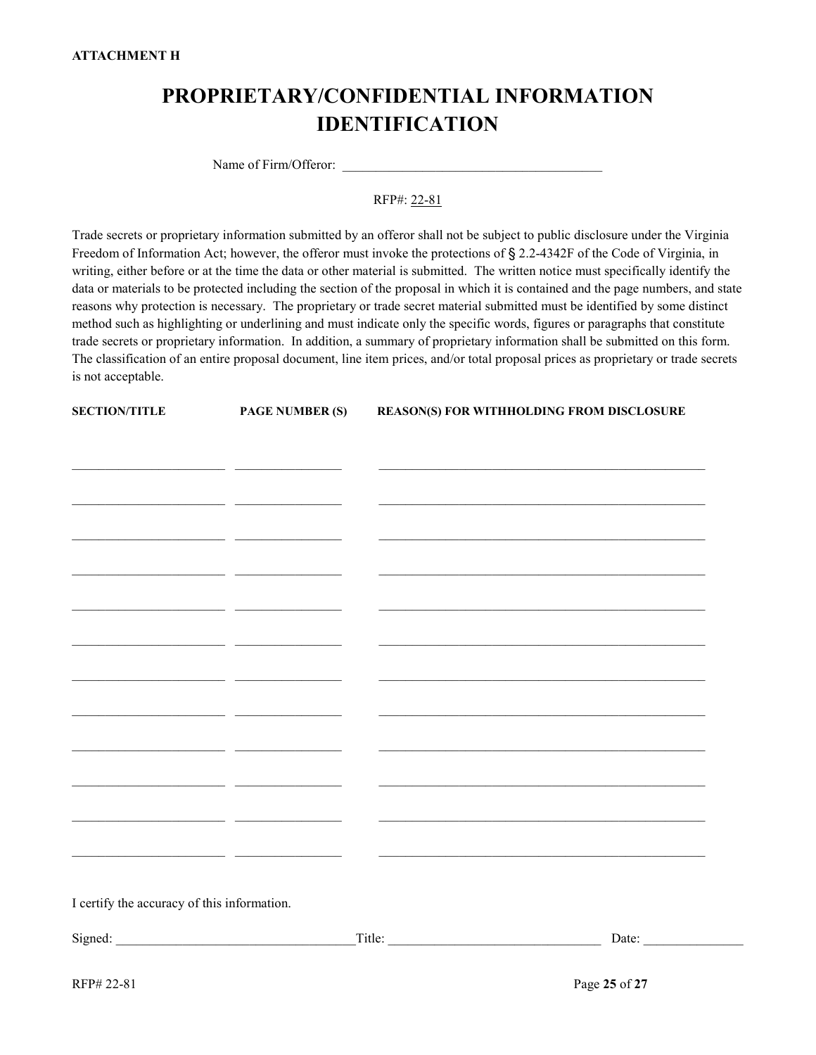**ATTACHMENT H**

# PROPRIETARY/CONFIDENTIAL INFORMATION IDENTIFICATION

Name of Firm/Offeror: _______________________________________

RFP#: 22-81

Trade secrets or proprietary information submitted by an offeror shall not be subject to public disclosure under the Virginia Freedom of Information Act; however, the offeror must invoke the protections of § 2.2-4342F of the Code of Virginia, in writing, either before or at the time the data or other material is submitted. The written notice must specifically identify the data or materials to be protected including the section of the proposal in which it is contained and the page numbers, and state reasons why protection is necessary. The proprietary or trade secret material submitted must be identified by some distinct method such as highlighting or underlining and must indicate only the specific words, figures or paragraphs that constitute trade secrets or proprietary information. In addition, a summary of proprietary information shall be submitted on this form. The classification of an entire proposal document, line item prices, and/or total proposal prices as proprietary or trade secrets is not acceptable.

| SECTION/TITLE | PAGE NUMBER (S) | REASON(S) FOR WITHHOLDING FROM DISCLOSURE |
|---|---|---|
| | | |
| | | |
| | | |
| | | |
| | | |
| | | |
| | | |
| | | |
| | | |
| | | |
| | | |
| | | |

I certify the accuracy of this information.

Signed: ___________________________________Title: _______________________________ Date: _______________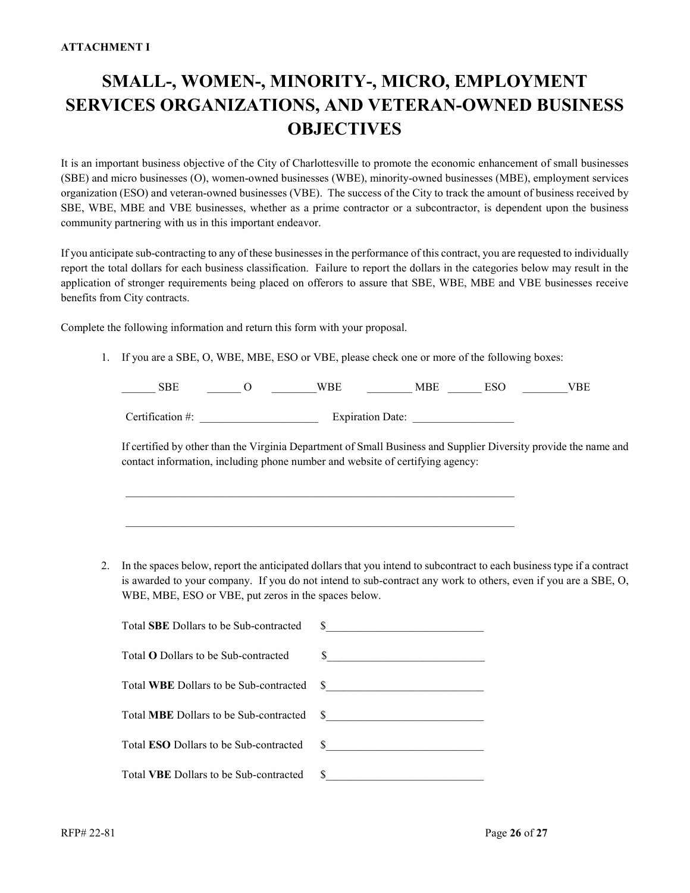**ATTACHMENT I**

# SMALL-, WOMEN-, MINORITY-, MICRO, EMPLOYMENT SERVICES ORGANIZATIONS, AND VETERAN-OWNED BUSINESS OBJECTIVES

It is an important business objective of the City of Charlottesville to promote the economic enhancement of small businesses (SBE) and micro businesses (O), women-owned businesses (WBE), minority-owned businesses (MBE), employment services organization (ESO) and veteran-owned businesses (VBE). The success of the City to track the amount of business received by SBE, WBE, MBE and VBE businesses, whether as a prime contractor or a subcontractor, is dependent upon the business community partnering with us in this important endeavor.

If you anticipate sub-contracting to any of these businesses in the performance of this contract, you are requested to individually report the total dollars for each business classification. Failure to report the dollars in the categories below may result in the application of stronger requirements being placed on offerors to assure that SBE, WBE, MBE and VBE businesses receive benefits from City contracts.

Complete the following information and return this form with your proposal.

1. If you are a SBE, O, WBE, MBE, ESO or VBE, please check one or more of the following boxes:

   ______ SBE   ______ O   ________WBE   ________ MBE   ______ ESO   ________VBE

   Certification #: ____________________   Expiration Date: _________________

   If certified by other than the Virginia Department of Small Business and Supplier Diversity provide the name and contact information, including phone number and website of certifying agency:

   ______________________________________________________________________

   ______________________________________________________________________

2. In the spaces below, report the anticipated dollars that you intend to subcontract to each business type if a contract is awarded to your company. If you do not intend to sub-contract any work to others, even if you are a SBE, O, WBE, MBE, ESO or VBE, put zeros in the spaces below.

   Total **SBE** Dollars to be Sub-contracted   $___________________________

   Total **O** Dollars to be Sub-contracted   $___________________________

   Total **WBE** Dollars to be Sub-contracted   $___________________________

   Total **MBE** Dollars to be Sub-contracted   $___________________________

   Total **ESO** Dollars to be Sub-contracted   $___________________________

   Total **VBE** Dollars to be Sub-contracted   $___________________________

RFP# 22-81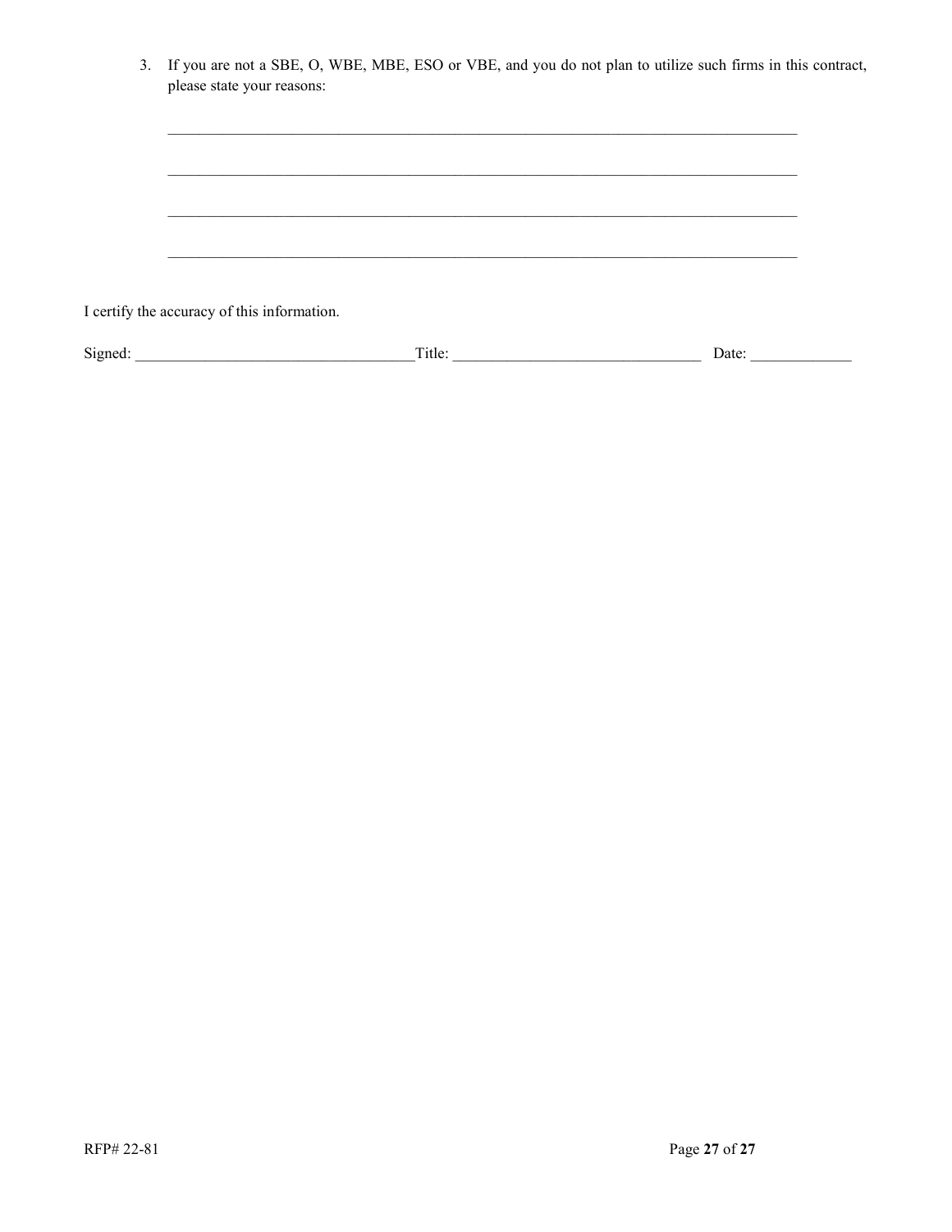3. If you are not a SBE, O, WBE, MBE, ESO or VBE, and you do not plan to utilize such firms in this contract, please state your reasons:

______________________________________________________________________________

______________________________________________________________________________

______________________________________________________________________________

______________________________________________________________________________

I certify the accuracy of this information.

Signed: ___________________________________Title: _______________________________ Date: ____________